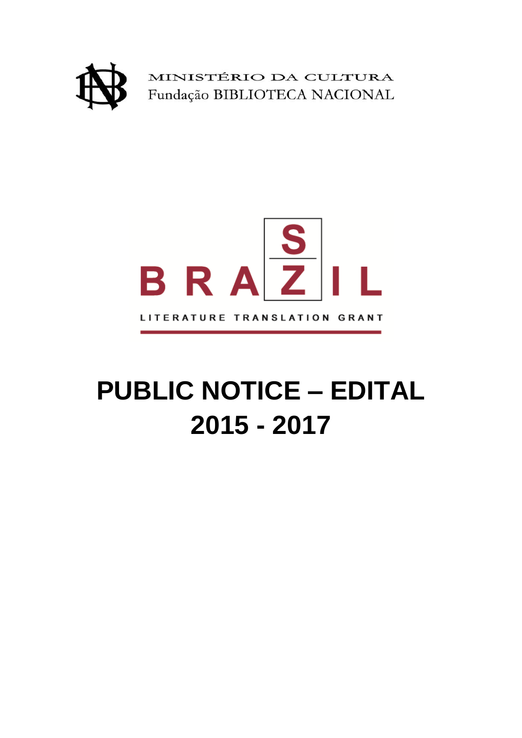MINISTÉRIO DA CULTURA
Fundação BIBLIOTECA NACIONAL

BRASIL / BRAZIL

LITERATURE TRANSLATION GRANT

# PUBLIC NOTICE – EDITAL 2015 - 2017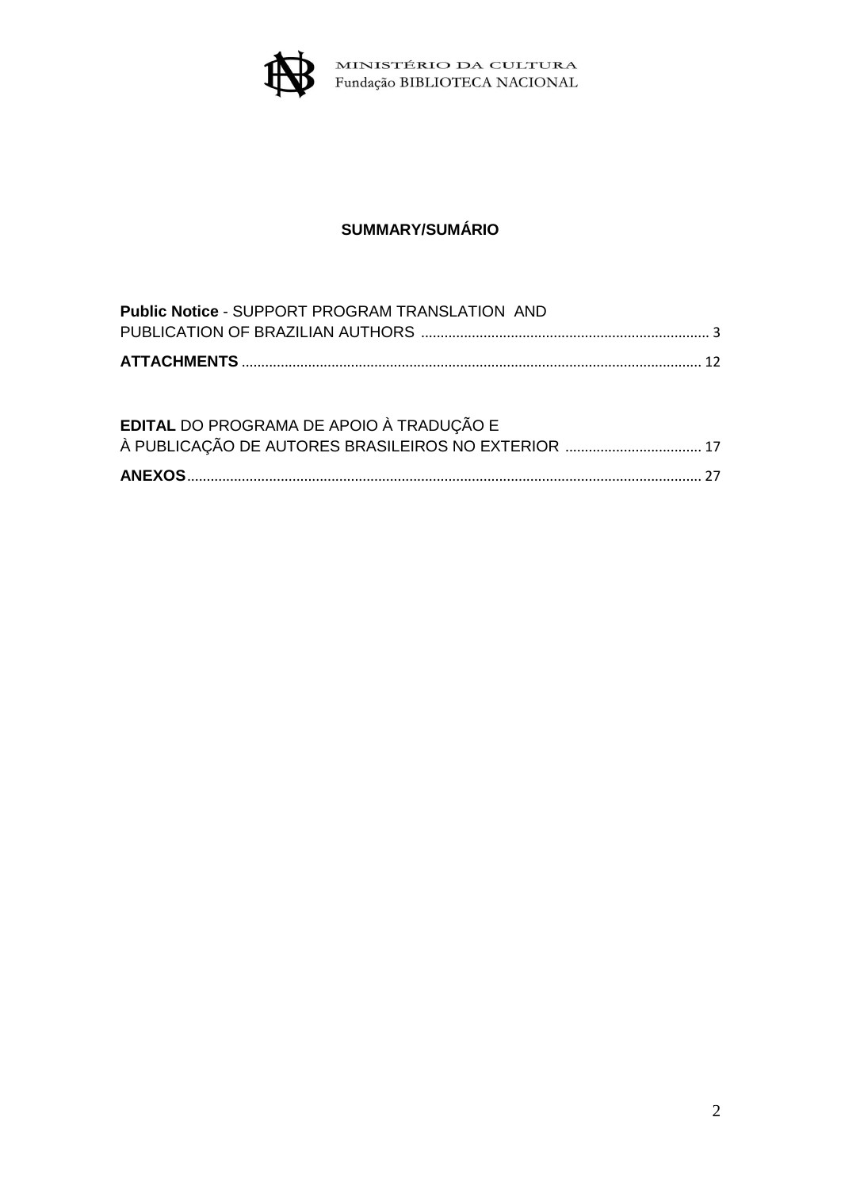## SUMMARY/SUMÁRIO

**Public Notice** - SUPPORT PROGRAM TRANSLATION AND PUBLICATION OF BRAZILIAN AUTHORS ........ 3

**ATTACHMENTS** ........ 12

**EDITAL** DO PROGRAMA DE APOIO À TRADUÇÃO E À PUBLICAÇÃO DE AUTORES BRASILEIROS NO EXTERIOR ........ 17

**ANEXOS** ........ 27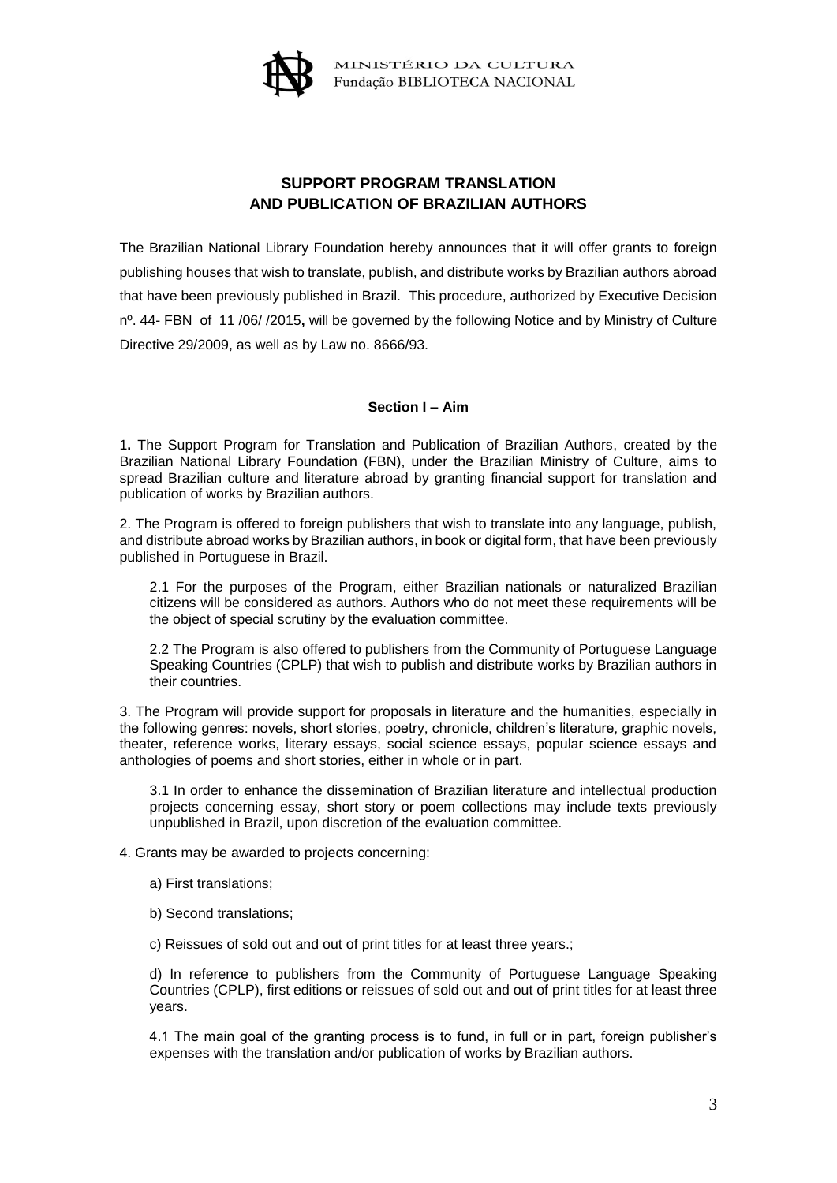MINISTÉRIO DA CULTURA
Fundação BIBLIOTECA NACIONAL

# SUPPORT PROGRAM TRANSLATION AND PUBLICATION OF BRAZILIAN AUTHORS

The Brazilian National Library Foundation hereby announces that it will offer grants to foreign publishing houses that wish to translate, publish, and distribute works by Brazilian authors abroad that have been previously published in Brazil. This procedure, authorized by Executive Decision nº. 44- FBN of 11 /06/ /2015**,** will be governed by the following Notice and by Ministry of Culture Directive 29/2009, as well as by Law no. 8666/93.

## Section I – Aim

1**.** The Support Program for Translation and Publication of Brazilian Authors, created by the Brazilian National Library Foundation (FBN), under the Brazilian Ministry of Culture, aims to spread Brazilian culture and literature abroad by granting financial support for translation and publication of works by Brazilian authors.

2. The Program is offered to foreign publishers that wish to translate into any language, publish, and distribute abroad works by Brazilian authors, in book or digital form, that have been previously published in Portuguese in Brazil.

2.1 For the purposes of the Program, either Brazilian nationals or naturalized Brazilian citizens will be considered as authors. Authors who do not meet these requirements will be the object of special scrutiny by the evaluation committee.

2.2 The Program is also offered to publishers from the Community of Portuguese Language Speaking Countries (CPLP) that wish to publish and distribute works by Brazilian authors in their countries.

3. The Program will provide support for proposals in literature and the humanities, especially in the following genres: novels, short stories, poetry, chronicle, children's literature, graphic novels, theater, reference works, literary essays, social science essays, popular science essays and anthologies of poems and short stories, either in whole or in part.

3.1 In order to enhance the dissemination of Brazilian literature and intellectual production projects concerning essay, short story or poem collections may include texts previously unpublished in Brazil, upon discretion of the evaluation committee.

4. Grants may be awarded to projects concerning:

a) First translations;

b) Second translations;

c) Reissues of sold out and out of print titles for at least three years.;

d) In reference to publishers from the Community of Portuguese Language Speaking Countries (CPLP), first editions or reissues of sold out and out of print titles for at least three years.

4.1 The main goal of the granting process is to fund, in full or in part, foreign publisher's expenses with the translation and/or publication of works by Brazilian authors.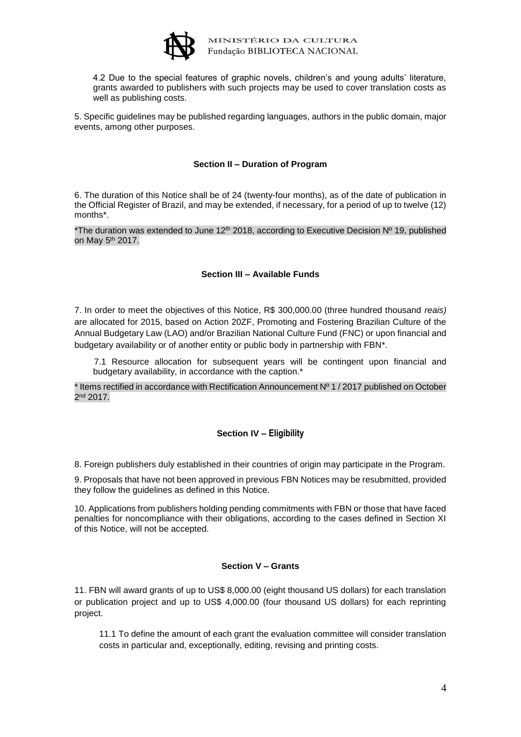4.2 Due to the special features of graphic novels, children's and young adults' literature, grants awarded to publishers with such projects may be used to cover translation costs as well as publishing costs.

5. Specific guidelines may be published regarding languages, authors in the public domain, major events, among other purposes.

## Section II – Duration of Program

6. The duration of this Notice shall be of 24 (twenty-four months), as of the date of publication in the Official Register of Brazil, and may be extended, if necessary, for a period of up to twelve (12) months*.

*The duration was extended to June 12th 2018, according to Executive Decision Nº 19, published on May 5th 2017.

## Section III – Available Funds

7. In order to meet the objectives of this Notice, R$ 300,000.00 (three hundred thousand *reais)* are allocated for 2015, based on Action 20ZF, Promoting and Fostering Brazilian Culture of the Annual Budgetary Law (LAO) and/or Brazilian National Culture Fund (FNC) or upon financial and budgetary availability or of another entity or public body in partnership with FBN*.

7.1 Resource allocation for subsequent years will be contingent upon financial and budgetary availability, in accordance with the caption.*

* Items rectified in accordance with Rectification Announcement Nº 1 / 2017 published on October 2nd 2017.

## Section IV – Eligibility

8. Foreign publishers duly established in their countries of origin may participate in the Program.

9. Proposals that have not been approved in previous FBN Notices may be resubmitted, provided they follow the guidelines as defined in this Notice.

10. Applications from publishers holding pending commitments with FBN or those that have faced penalties for noncompliance with their obligations, according to the cases defined in Section XI of this Notice, will not be accepted.

## Section V – Grants

11. FBN will award grants of up to US$ 8,000.00 (eight thousand US dollars) for each translation or publication project and up to US$ 4,000.00 (four thousand US dollars) for each reprinting project.

11.1 To define the amount of each grant the evaluation committee will consider translation costs in particular and, exceptionally, editing, revising and printing costs.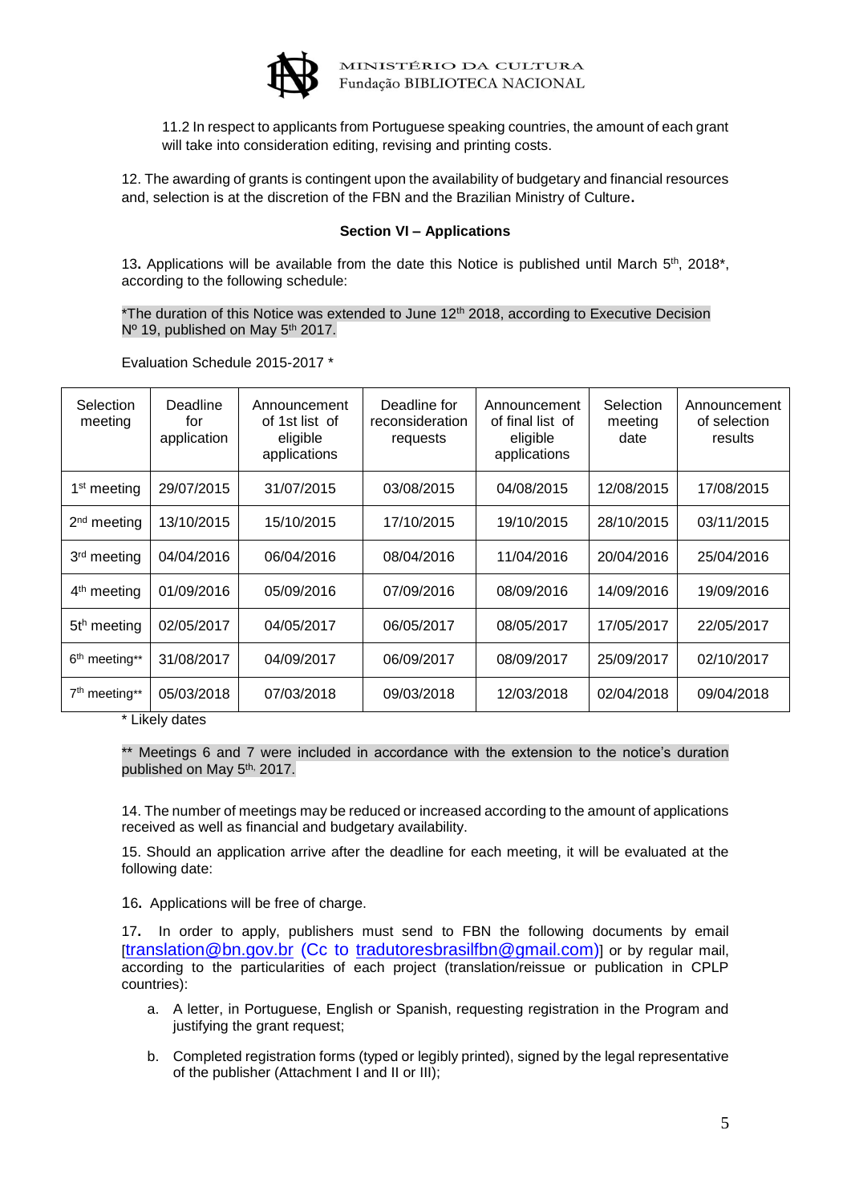11.2 In respect to applicants from Portuguese speaking countries, the amount of each grant will take into consideration editing, revising and printing costs.

12. The awarding of grants is contingent upon the availability of budgetary and financial resources and, selection is at the discretion of the FBN and the Brazilian Ministry of Culture**.**

**Section VI – Applications**

13**.** Applications will be available from the date this Notice is published until March 5th, 2018*, according to the following schedule:

*The duration of this Notice was extended to June 12th 2018, according to Executive Decision Nº 19, published on May 5th 2017.

Evaluation Schedule 2015-2017 *

| Selection meeting | Deadline for application | Announcement of 1st list of eligible applications | Deadline for reconsideration requests | Announcement of final list of eligible applications | Selection meeting date | Announcement of selection results |
|---|---|---|---|---|---|---|
| 1st meeting | 29/07/2015 | 31/07/2015 | 03/08/2015 | 04/08/2015 | 12/08/2015 | 17/08/2015 |
| 2nd meeting | 13/10/2015 | 15/10/2015 | 17/10/2015 | 19/10/2015 | 28/10/2015 | 03/11/2015 |
| 3rd meeting | 04/04/2016 | 06/04/2016 | 08/04/2016 | 11/04/2016 | 20/04/2016 | 25/04/2016 |
| 4th meeting | 01/09/2016 | 05/09/2016 | 07/09/2016 | 08/09/2016 | 14/09/2016 | 19/09/2016 |
| 5th meeting | 02/05/2017 | 04/05/2017 | 06/05/2017 | 08/05/2017 | 17/05/2017 | 22/05/2017 |
| 6th meeting** | 31/08/2017 | 04/09/2017 | 06/09/2017 | 08/09/2017 | 25/09/2017 | 02/10/2017 |
| 7th meeting** | 05/03/2018 | 07/03/2018 | 09/03/2018 | 12/03/2018 | 02/04/2018 | 09/04/2018 |

* Likely dates

** Meetings 6 and 7 were included in accordance with the extension to the notice's duration published on May 5th, 2017.

14. The number of meetings may be reduced or increased according to the amount of applications received as well as financial and budgetary availability.

15. Should an application arrive after the deadline for each meeting, it will be evaluated at the following date:

16**.** Applications will be free of charge.

17**.** In order to apply, publishers must send to FBN the following documents by email [translation@bn.gov.br (Cc to tradutoresbrasilfbn@gmail.com)] or by regular mail, according to the particularities of each project (translation/reissue or publication in CPLP countries):

a. A letter, in Portuguese, English or Spanish, requesting registration in the Program and justifying the grant request;

b. Completed registration forms (typed or legibly printed), signed by the legal representative of the publisher (Attachment I and II or III);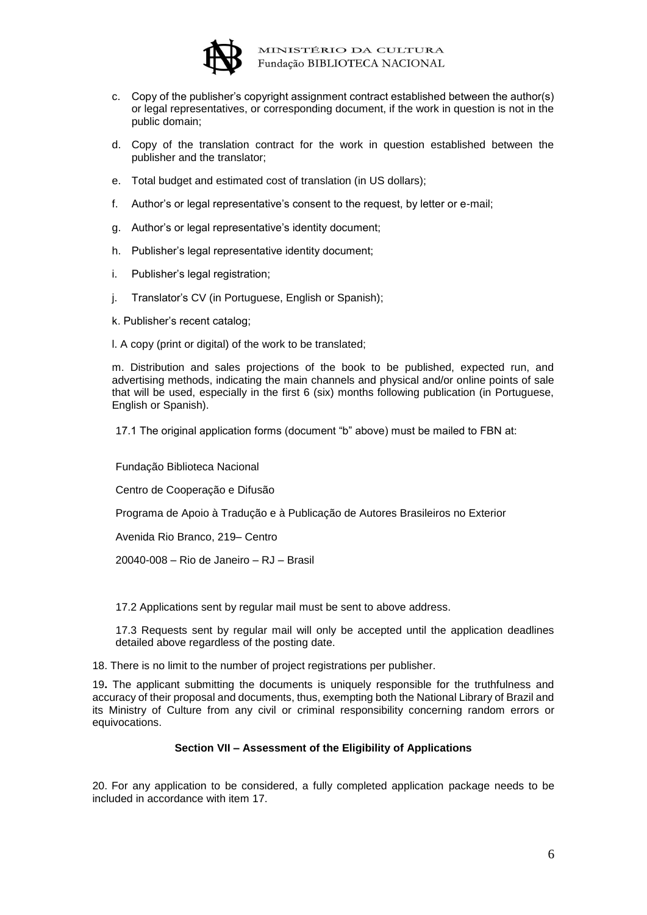c. Copy of the publisher's copyright assignment contract established between the author(s) or legal representatives, or corresponding document, if the work in question is not in the public domain;

d. Copy of the translation contract for the work in question established between the publisher and the translator;

e. Total budget and estimated cost of translation (in US dollars);

f. Author's or legal representative's consent to the request, by letter or e-mail;

g. Author's or legal representative's identity document;

h. Publisher's legal representative identity document;

i. Publisher's legal registration;

j. Translator's CV (in Portuguese, English or Spanish);

k. Publisher's recent catalog;

l. A copy (print or digital) of the work to be translated;

m. Distribution and sales projections of the book to be published, expected run, and advertising methods, indicating the main channels and physical and/or online points of sale that will be used, especially in the first 6 (six) months following publication (in Portuguese, English or Spanish).

17.1 The original application forms (document "b" above) must be mailed to FBN at:

Fundação Biblioteca Nacional

Centro de Cooperação e Difusão

Programa de Apoio à Tradução e à Publicação de Autores Brasileiros no Exterior

Avenida Rio Branco, 219– Centro

20040-008 – Rio de Janeiro – RJ – Brasil

17.2 Applications sent by regular mail must be sent to above address.

17.3 Requests sent by regular mail will only be accepted until the application deadlines detailed above regardless of the posting date.

18. There is no limit to the number of project registrations per publisher.

**19.** The applicant submitting the documents is uniquely responsible for the truthfulness and accuracy of their proposal and documents, thus, exempting both the National Library of Brazil and its Ministry of Culture from any civil or criminal responsibility concerning random errors or equivocations.

### Section VII – Assessment of the Eligibility of Applications

20. For any application to be considered, a fully completed application package needs to be included in accordance with item 17.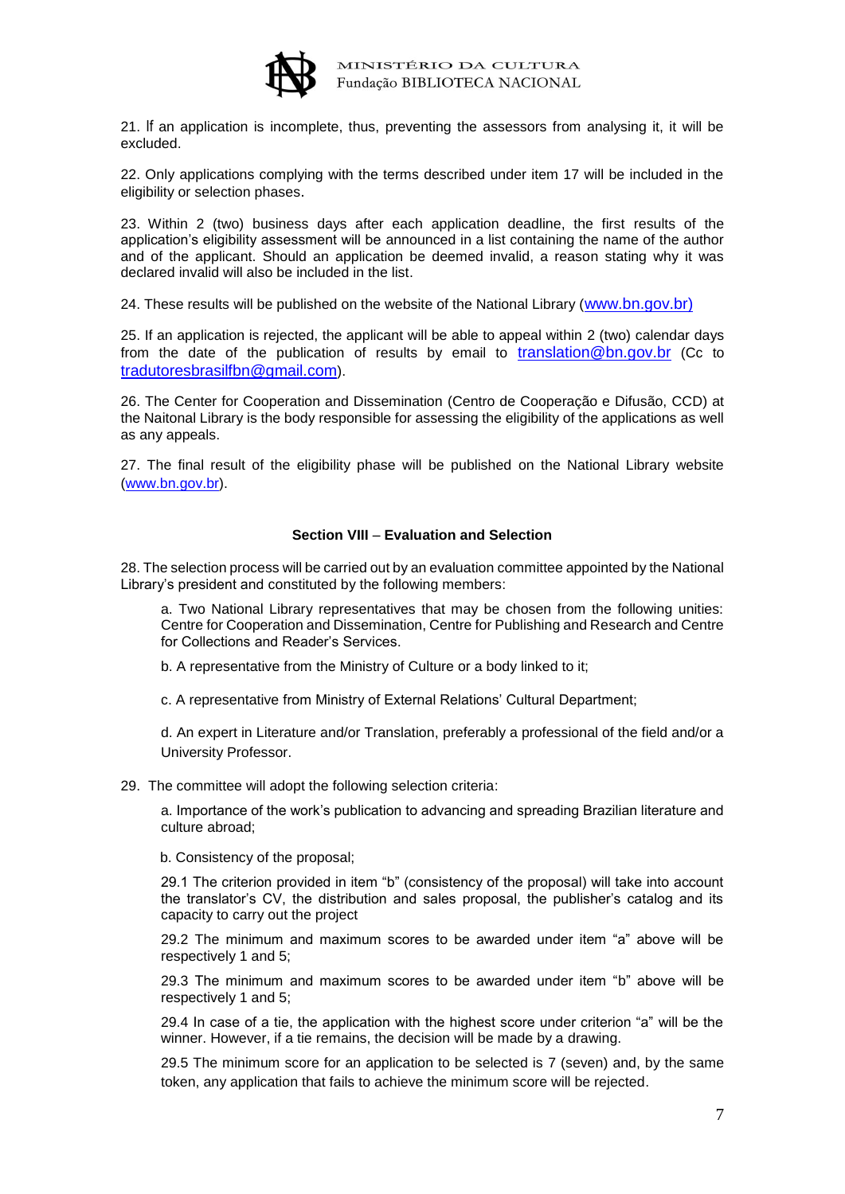21. If an application is incomplete, thus, preventing the assessors from analysing it, it will be excluded.

22. Only applications complying with the terms described under item 17 will be included in the eligibility or selection phases.

23. Within 2 (two) business days after each application deadline, the first results of the application's eligibility assessment will be announced in a list containing the name of the author and of the applicant. Should an application be deemed invalid, a reason stating why it was declared invalid will also be included in the list.

24. These results will be published on the website of the National Library (www.bn.gov.br)

25. If an application is rejected, the applicant will be able to appeal within 2 (two) calendar days from the date of the publication of results by email to translation@bn.gov.br (Cc to tradutoresbrasilfbn@gmail.com).

26. The Center for Cooperation and Dissemination (Centro de Cooperação e Difusão, CCD) at the Naitonal Library is the body responsible for assessing the eligibility of the applications as well as any appeals.

27. The final result of the eligibility phase will be published on the National Library website (www.bn.gov.br).

### Section VIII – Evaluation and Selection

28. The selection process will be carried out by an evaluation committee appointed by the National Library's president and constituted by the following members:

a. Two National Library representatives that may be chosen from the following unities: Centre for Cooperation and Dissemination, Centre for Publishing and Research and Centre for Collections and Reader's Services.

b. A representative from the Ministry of Culture or a body linked to it;

c. A representative from Ministry of External Relations' Cultural Department;

d. An expert in Literature and/or Translation, preferably a professional of the field and/or a University Professor.

29. The committee will adopt the following selection criteria:

a. Importance of the work's publication to advancing and spreading Brazilian literature and culture abroad;

b. Consistency of the proposal;

29.1 The criterion provided in item "b" (consistency of the proposal) will take into account the translator's CV, the distribution and sales proposal, the publisher's catalog and its capacity to carry out the project

29.2 The minimum and maximum scores to be awarded under item "a" above will be respectively 1 and 5;

29.3 The minimum and maximum scores to be awarded under item "b" above will be respectively 1 and 5;

29.4 In case of a tie, the application with the highest score under criterion "a" will be the winner. However, if a tie remains, the decision will be made by a drawing.

29.5 The minimum score for an application to be selected is 7 (seven) and, by the same token, any application that fails to achieve the minimum score will be rejected.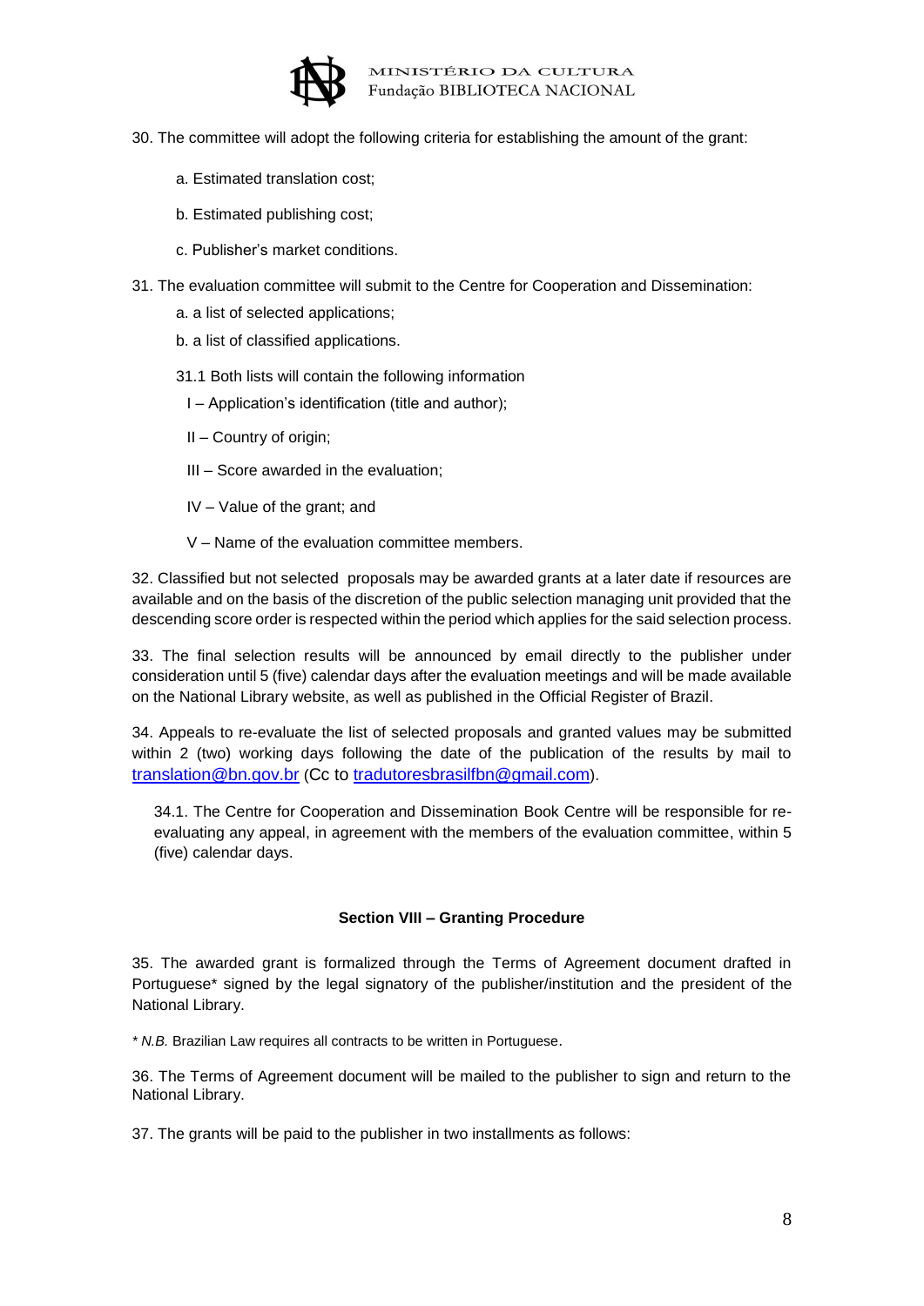30. The committee will adopt the following criteria for establishing the amount of the grant:

a. Estimated translation cost;

b. Estimated publishing cost;

c. Publisher's market conditions.

31. The evaluation committee will submit to the Centre for Cooperation and Dissemination:

a. a list of selected applications;

b. a list of classified applications.

31.1 Both lists will contain the following information

I – Application's identification (title and author);

II – Country of origin;

III – Score awarded in the evaluation;

IV – Value of the grant; and

V – Name of the evaluation committee members.

32. Classified but not selected proposals may be awarded grants at a later date if resources are available and on the basis of the discretion of the public selection managing unit provided that the descending score order is respected within the period which applies for the said selection process.

33. The final selection results will be announced by email directly to the publisher under consideration until 5 (five) calendar days after the evaluation meetings and will be made available on the National Library website, as well as published in the Official Register of Brazil.

34. Appeals to re-evaluate the list of selected proposals and granted values may be submitted within 2 (two) working days following the date of the publication of the results by mail to translation@bn.gov.br (Cc to tradutoresbrasilfbn@gmail.com).

34.1. The Centre for Cooperation and Dissemination Book Centre will be responsible for re-evaluating any appeal, in agreement with the members of the evaluation committee, within 5 (five) calendar days.

**Section VIII – Granting Procedure**

35. The awarded grant is formalized through the Terms of Agreement document drafted in Portuguese* signed by the legal signatory of the publisher/institution and the president of the National Library.

* *N.B.* Brazilian Law requires all contracts to be written in Portuguese.

36. The Terms of Agreement document will be mailed to the publisher to sign and return to the National Library.

37. The grants will be paid to the publisher in two installments as follows: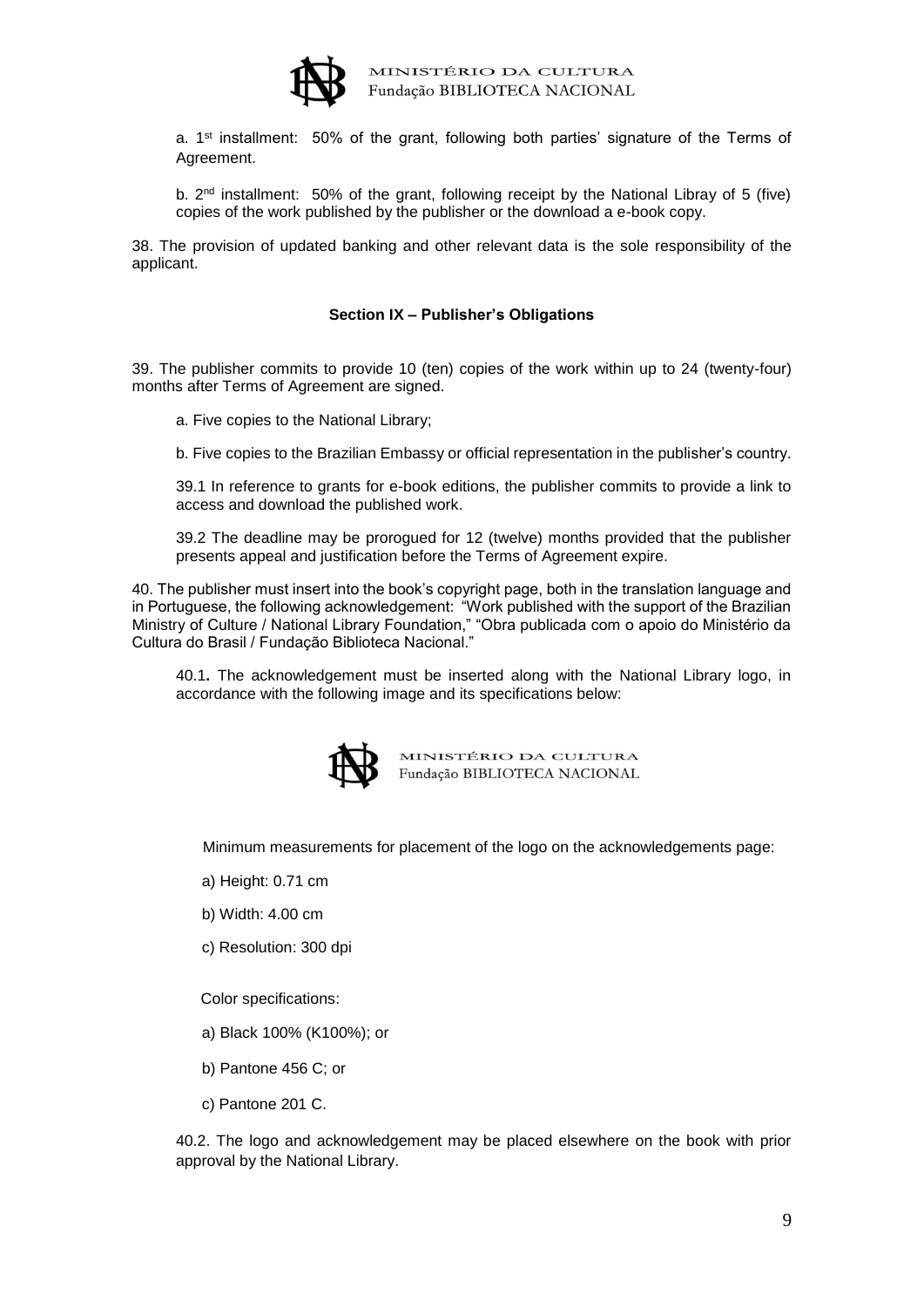a. 1st installment: 50% of the grant, following both parties' signature of the Terms of Agreement.

b. 2nd installment: 50% of the grant, following receipt by the National Libray of 5 (five) copies of the work published by the publisher or the download a e-book copy.

38. The provision of updated banking and other relevant data is the sole responsibility of the applicant.

#### Section IX – Publisher's Obligations

39. The publisher commits to provide 10 (ten) copies of the work within up to 24 (twenty-four) months after Terms of Agreement are signed.

a. Five copies to the National Library;

b. Five copies to the Brazilian Embassy or official representation in the publisher's country.

39.1 In reference to grants for e-book editions, the publisher commits to provide a link to access and download the published work.

39.2 The deadline may be prorogued for 12 (twelve) months provided that the publisher presents appeal and justification before the Terms of Agreement expire.

40. The publisher must insert into the book's copyright page, both in the translation language and in Portuguese, the following acknowledgement: "Work published with the support of the Brazilian Ministry of Culture / National Library Foundation," "Obra publicada com o apoio do Ministério da Cultura do Brasil / Fundação Biblioteca Nacional."

40.1**.** The acknowledgement must be inserted along with the National Library logo, in accordance with the following image and its specifications below:

MINISTÉRIO DA CULTURA
Fundação BIBLIOTECA NACIONAL

Minimum measurements for placement of the logo on the acknowledgements page:

a) Height: 0.71 cm

b) Width: 4.00 cm

c) Resolution: 300 dpi

Color specifications:

a) Black 100% (K100%); or

b) Pantone 456 C; or

c) Pantone 201 C.

40.2. The logo and acknowledgement may be placed elsewhere on the book with prior approval by the National Library.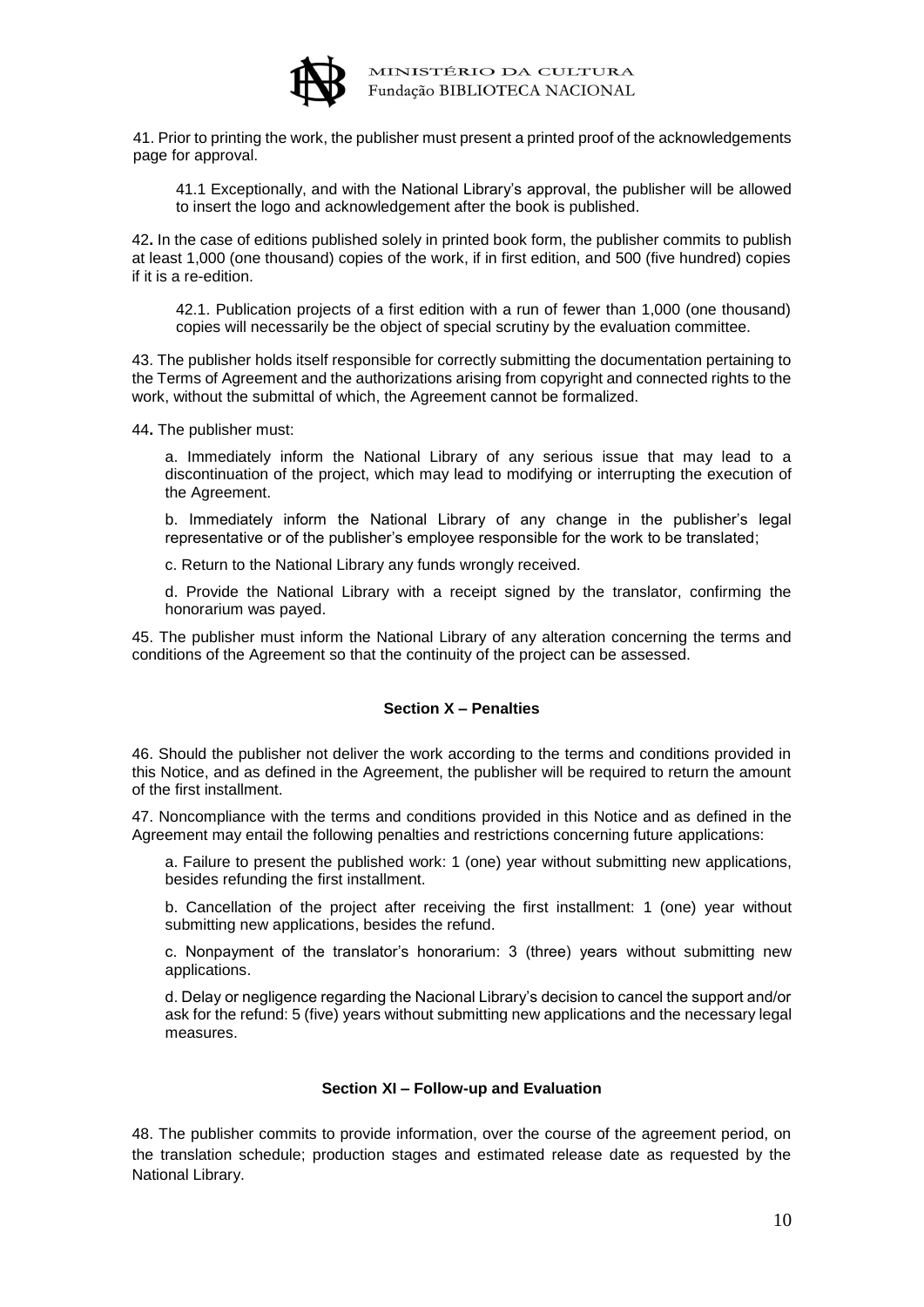41. Prior to printing the work, the publisher must present a printed proof of the acknowledgements page for approval.

41.1 Exceptionally, and with the National Library's approval, the publisher will be allowed to insert the logo and acknowledgement after the book is published.

42**.** In the case of editions published solely in printed book form, the publisher commits to publish at least 1,000 (one thousand) copies of the work, if in first edition, and 500 (five hundred) copies if it is a re-edition.

42.1. Publication projects of a first edition with a run of fewer than 1,000 (one thousand) copies will necessarily be the object of special scrutiny by the evaluation committee.

43. The publisher holds itself responsible for correctly submitting the documentation pertaining to the Terms of Agreement and the authorizations arising from copyright and connected rights to the work, without the submittal of which, the Agreement cannot be formalized.

44**.** The publisher must:

a. Immediately inform the National Library of any serious issue that may lead to a discontinuation of the project, which may lead to modifying or interrupting the execution of the Agreement.

b. Immediately inform the National Library of any change in the publisher's legal representative or of the publisher's employee responsible for the work to be translated;

c. Return to the National Library any funds wrongly received.

d. Provide the National Library with a receipt signed by the translator, confirming the honorarium was payed.

45. The publisher must inform the National Library of any alteration concerning the terms and conditions of the Agreement so that the continuity of the project can be assessed.

## Section X – Penalties

46. Should the publisher not deliver the work according to the terms and conditions provided in this Notice, and as defined in the Agreement, the publisher will be required to return the amount of the first installment.

47. Noncompliance with the terms and conditions provided in this Notice and as defined in the Agreement may entail the following penalties and restrictions concerning future applications:

a. Failure to present the published work: 1 (one) year without submitting new applications, besides refunding the first installment.

b. Cancellation of the project after receiving the first installment: 1 (one) year without submitting new applications, besides the refund.

c. Nonpayment of the translator's honorarium: 3 (three) years without submitting new applications.

d. Delay or negligence regarding the Nacional Library's decision to cancel the support and/or ask for the refund: 5 (five) years without submitting new applications and the necessary legal measures.

## Section XI – Follow-up and Evaluation

48. The publisher commits to provide information, over the course of the agreement period, on the translation schedule; production stages and estimated release date as requested by the National Library.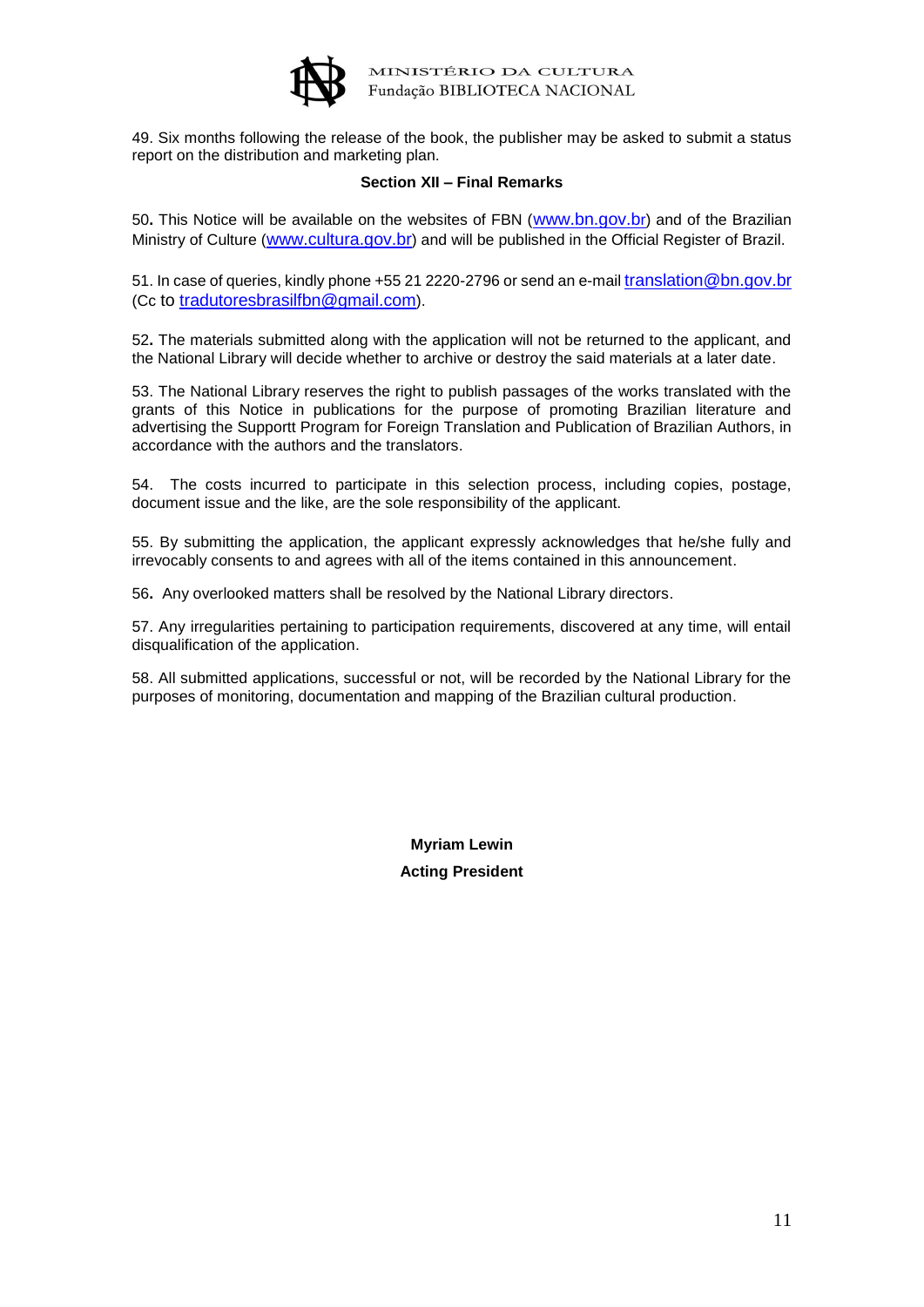49. Six months following the release of the book, the publisher may be asked to submit a status report on the distribution and marketing plan.

### Section XII – Final Remarks

50**.** This Notice will be available on the websites of FBN (www.bn.gov.br) and of the Brazilian Ministry of Culture (www.cultura.gov.br) and will be published in the Official Register of Brazil.

51. In case of queries, kindly phone +55 21 2220-2796 or send an e-mail translation@bn.gov.br (Cc to tradutoresbrasilfbn@gmail.com).

52**.** The materials submitted along with the application will not be returned to the applicant, and the National Library will decide whether to archive or destroy the said materials at a later date.

53. The National Library reserves the right to publish passages of the works translated with the grants of this Notice in publications for the purpose of promoting Brazilian literature and advertising the Supportt Program for Foreign Translation and Publication of Brazilian Authors, in accordance with the authors and the translators.

54. The costs incurred to participate in this selection process, including copies, postage, document issue and the like, are the sole responsibility of the applicant.

55. By submitting the application, the applicant expressly acknowledges that he/she fully and irrevocably consents to and agrees with all of the items contained in this announcement.

56**.** Any overlooked matters shall be resolved by the National Library directors.

57. Any irregularities pertaining to participation requirements, discovered at any time, will entail disqualification of the application.

58. All submitted applications, successful or not, will be recorded by the National Library for the purposes of monitoring, documentation and mapping of the Brazilian cultural production.

**Myriam Lewin**

**Acting President**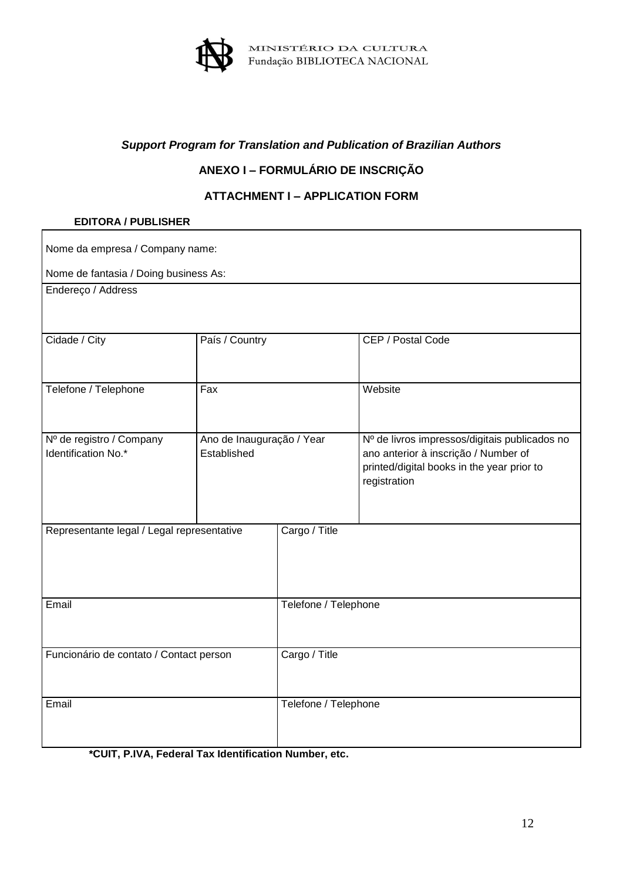MINISTÉRIO DA CULTURA
Fundação BIBLIOTECA NACIONAL

***Support Program for Translation and Publication of Brazilian Authors***

**ANEXO I – FORMULÁRIO DE INSCRIÇÃO**

**ATTACHMENT I – APPLICATION FORM**

**EDITORA / PUBLISHER**

| | | | |
|---|---|---|---|
| Nome da empresa / Company name:<br>Nome de fantasia / Doing business As: | | | |
| Endereço / Address | | | |
| Cidade / City | País / Country | | CEP / Postal Code |
| Telefone / Telephone | Fax | | Website |
| Nº de registro / Company Identification No.* | Ano de Inauguração / Year Established | | Nº de livros impressos/digitais publicados no ano anterior à inscrição / Number of printed/digital books in the year prior to registration |
| Representante legal / Legal representative | | Cargo / Title | |
| Email | | Telefone / Telephone | |
| Funcionário de contato / Contact person | | Cargo / Title | |
| Email | | Telefone / Telephone | |

**\*CUIT, P.IVA, Federal Tax Identification Number, etc.**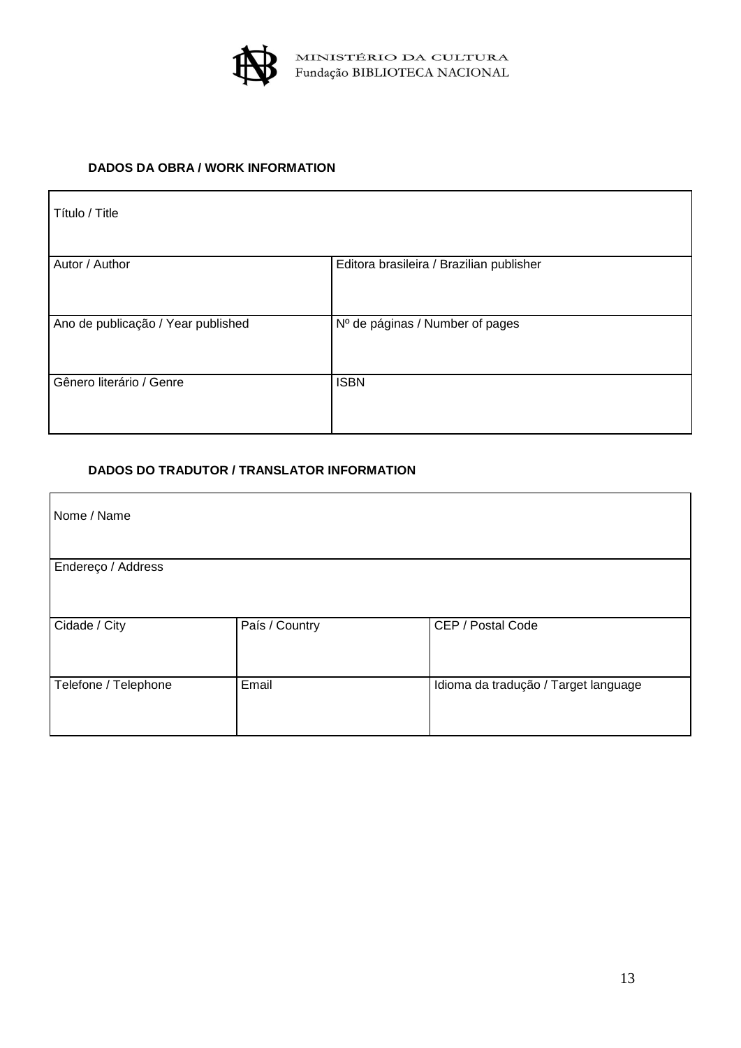MINISTÉRIO DA CULTURA
Fundação BIBLIOTECA NACIONAL

**DADOS DA OBRA / WORK INFORMATION**

| Título / Title | |
|---|---|
| Autor / Author | Editora brasileira / Brazilian publisher |
| Ano de publicação / Year published | Nº de páginas / Number of pages |
| Gênero literário / Genre | ISBN |

**DADOS DO TRADUTOR / TRANSLATOR INFORMATION**

| Nome / Name | | |
|---|---|---|
| Endereço / Address | | |
| Cidade / City | País / Country | CEP / Postal Code |
| Telefone / Telephone | Email | Idioma da tradução / Target language |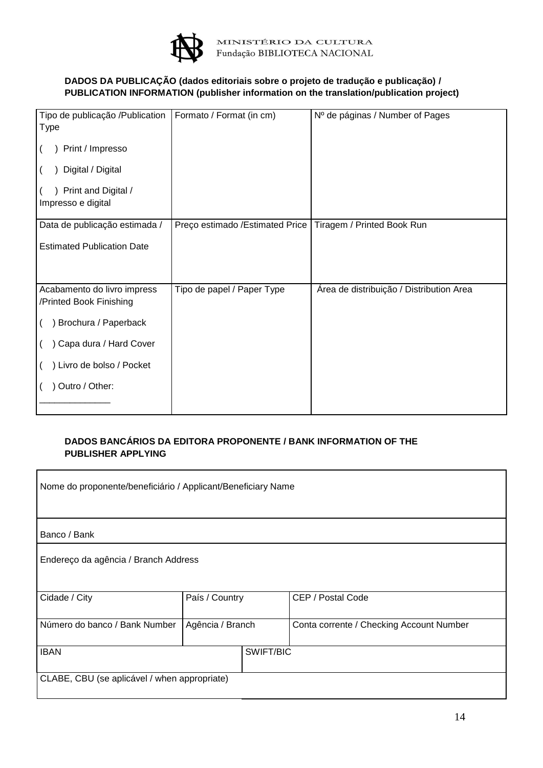MINISTÉRIO DA CULTURA
Fundação BIBLIOTECA NACIONAL

**DADOS DA PUBLICAÇÃO (dados editoriais sobre o projeto de tradução e publicação) / PUBLICATION INFORMATION (publisher information on the translation/publication project)**

| Tipo de publicação /Publication Type<br><br>(   ) Print / Impresso<br><br>(   ) Digital / Digital<br><br>(   ) Print and Digital / Impresso e digital | Formato / Format (in cm) | Nº de páginas / Number of Pages |
|---|---|---|
| Data de publicação estimada /<br><br>Estimated Publication Date | Preço estimado /Estimated Price | Tiragem / Printed Book Run |
| Acabamento do livro impress /Printed Book Finishing<br><br>(   ) Brochura / Paperback<br><br>(   ) Capa dura / Hard Cover<br><br>(   ) Livro de bolso / Pocket<br><br>(   ) Outro / Other:<br>______________ | Tipo de papel / Paper Type | Área de distribuição / Distribution Area |

**DADOS BANCÁRIOS DA EDITORA PROPONENTE / BANK INFORMATION OF THE PUBLISHER APPLYING**

| Nome do proponente/beneficiário / Applicant/Beneficiary Name | | | |
|---|---|---|---|
| Banco / Bank | | | |
| Endereço da agência / Branch Address | | | |
| Cidade / City | País / Country | | CEP / Postal Code |
| Número do banco / Bank Number | Agência / Branch | | Conta corrente / Checking Account Number |
| IBAN | | SWIFT/BIC | |
| CLABE, CBU (se aplicável / when appropriate) | | | |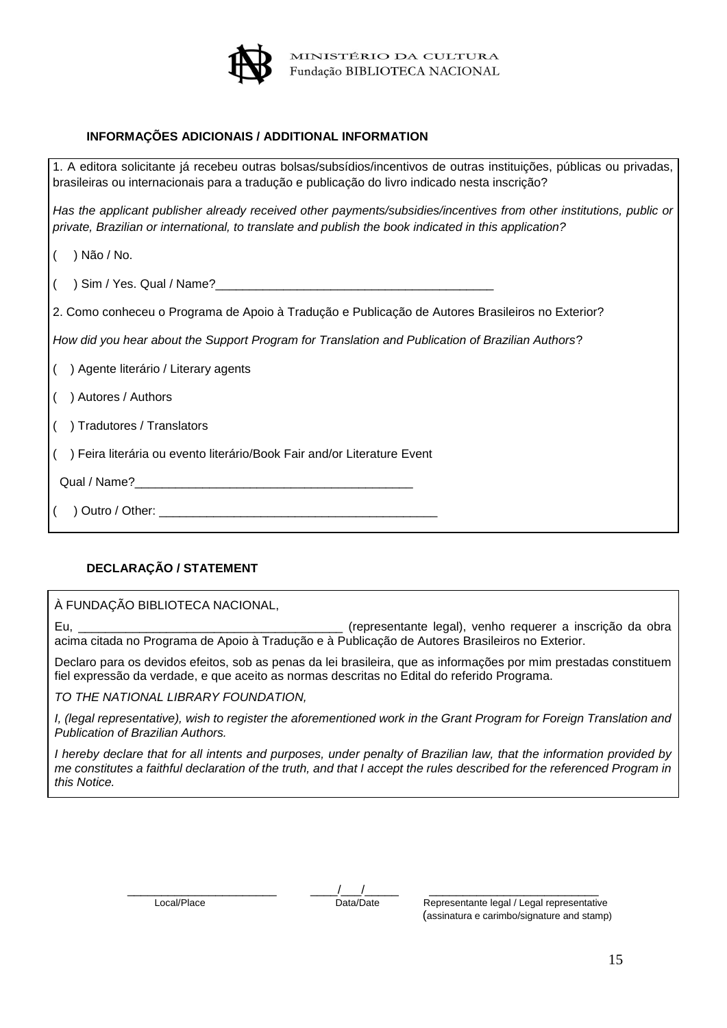MINISTÉRIO DA CULTURA
Fundação BIBLIOTECA NACIONAL

### INFORMAÇÕES ADICIONAIS / ADDITIONAL INFORMATION

1. A editora solicitante já recebeu outras bolsas/subsídios/incentivos de outras instituições, públicas ou privadas, brasileiras ou internacionais para a tradução e publicação do livro indicado nesta inscrição?

*Has the applicant publisher already received other payments/subsidies/incentives from other institutions, public or private, Brazilian or international, to translate and publish the book indicated in this application?*

(  ) Não / No.

(  ) Sim / Yes. Qual / Name?_________________________________________

2. Como conheceu o Programa de Apoio à Tradução e Publicação de Autores Brasileiros no Exterior?

*How did you hear about the Support Program for Translation and Publication of Brazilian Authors*?

(  ) Agente literário / Literary agents

(  ) Autores / Authors

(  ) Tradutores / Translators

(  ) Feira literária ou evento literário/Book Fair and/or Literature Event

Qual / Name?_________________________________________

(  ) Outro / Other: _________________________________________

### DECLARAÇÃO / STATEMENT

À FUNDAÇÃO BIBLIOTECA NACIONAL,

Eu, _______________________________________ (representante legal), venho requerer a inscrição da obra acima citada no Programa de Apoio à Tradução e à Publicação de Autores Brasileiros no Exterior.

Declaro para os devidos efeitos, sob as penas da lei brasileira, que as informações por mim prestadas constituem fiel expressão da verdade, e que aceito as normas descritas no Edital do referido Programa.

*TO THE NATIONAL LIBRARY FOUNDATION,*

*I, (legal representative), wish to register the aforementioned work in the Grant Program for Foreign Translation and Publication of Brazilian Authors.*

*I hereby declare that for all intents and purposes, under penalty of Brazilian law, that the information provided by me constitutes a faithful declaration of the truth, and that I accept the rules described for the referenced Program in this Notice.*

_______________________ Local/Place

____/___/_____ Data/Date

__________________________ Representante legal / Legal representative (assinatura e carimbo/signature and stamp)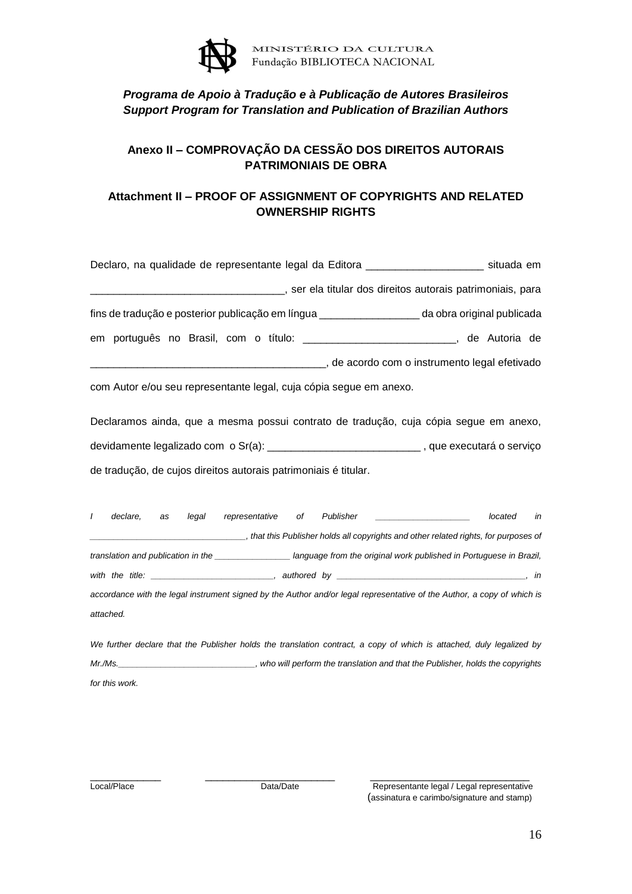MINISTÉRIO DA CULTURA
Fundação BIBLIOTECA NACIONAL

***Programa de Apoio à Tradução e à Publicação de Autores Brasileiros***
***Support Program for Translation and Publication of Brazilian Authors***

## Anexo II – COMPROVAÇÃO DA CESSÃO DOS DIREITOS AUTORAIS PATRIMONIAIS DE OBRA

## Attachment II – PROOF OF ASSIGNMENT OF COPYRIGHTS AND RELATED OWNERSHIP RIGHTS

Declaro, na qualidade de representante legal da Editora ____________________ situada em _________________________________, ser ela titular dos direitos autorais patrimoniais, para fins de tradução e posterior publicação em língua _________________ da obra original publicada em português no Brasil, com o título: __________________________, de Autoria de ________________________________________, de acordo com o instrumento legal efetivado com Autor e/ou seu representante legal, cuja cópia segue em anexo.

Declaramos ainda, que a mesma possui contrato de tradução, cuja cópia segue em anexo, devidamente legalizado com o Sr(a): __________________________ , que executará o serviço de tradução, de cujos direitos autorais patrimoniais é titular.

*I declare, as legal representative of Publisher ____________________ located in _________________________________, that this Publisher holds all copyrights and other related rights, for purposes of translation and publication in the ________________ language from the original work published in Portuguese in Brazil, with the title: __________________________, authored by ________________________________________, in accordance with the legal instrument signed by the Author and/or legal representative of the Author, a copy of which is attached.*

*We further declare that the Publisher holds the translation contract, a copy of which is attached, duly legalized by Mr./Ms.______________________________, who will perform the translation and that the Publisher, holds the copyrights for this work.*

______________ ________________________ ______________________________
Local/Place Data/Date Representante legal / Legal representative
(assinatura e carimbo/signature and stamp)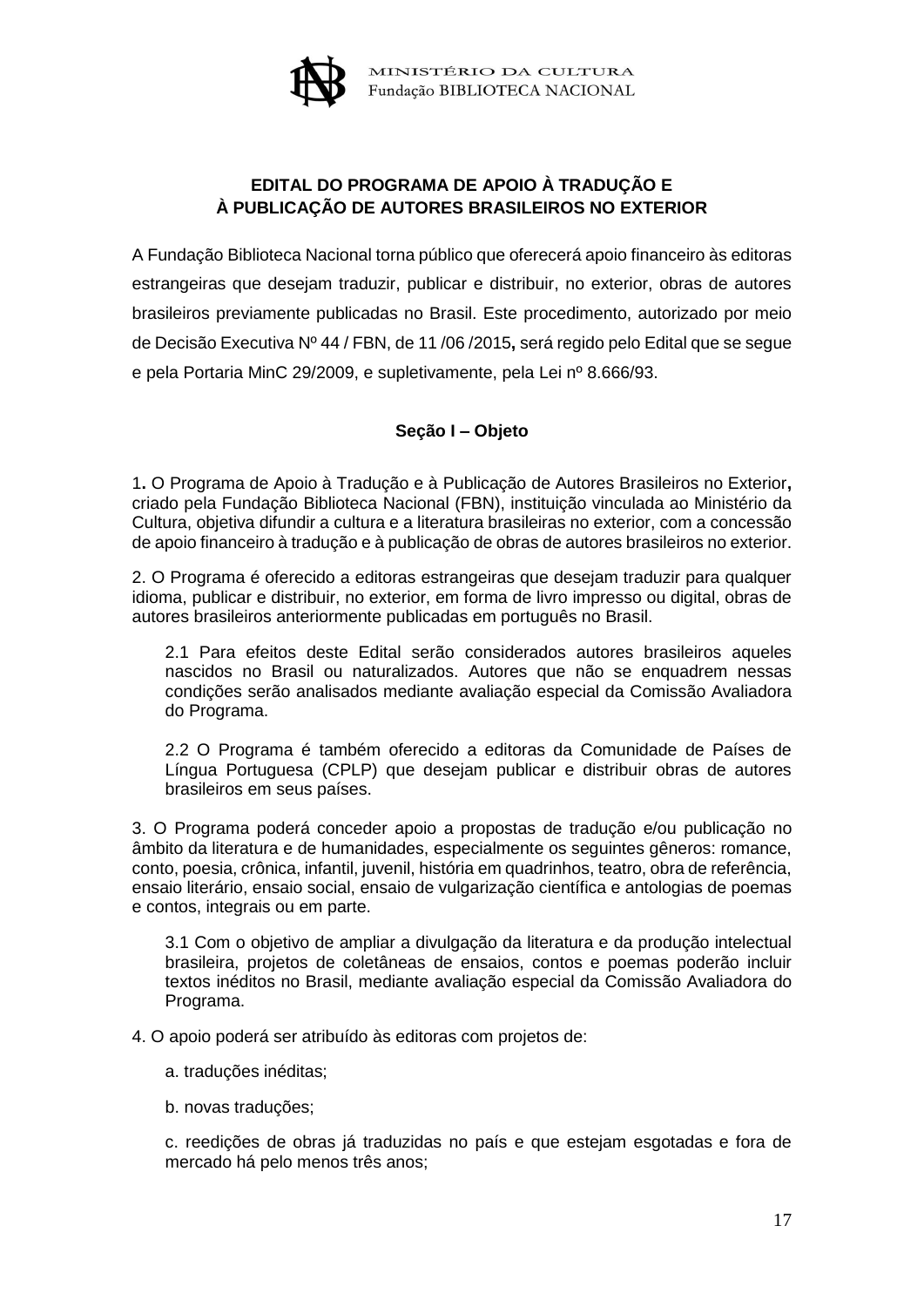## EDITAL DO PROGRAMA DE APOIO À TRADUÇÃO E À PUBLICAÇÃO DE AUTORES BRASILEIROS NO EXTERIOR

A Fundação Biblioteca Nacional torna público que oferecerá apoio financeiro às editoras estrangeiras que desejam traduzir, publicar e distribuir, no exterior, obras de autores brasileiros previamente publicadas no Brasil. Este procedimento, autorizado por meio de Decisão Executiva Nº 44 / FBN, de 11 /06 /2015**,** será regido pelo Edital que se segue e pela Portaria MinC 29/2009, e supletivamente, pela Lei nº 8.666/93.

### Seção I – Objeto

1**.** O Programa de Apoio à Tradução e à Publicação de Autores Brasileiros no Exterior**,** criado pela Fundação Biblioteca Nacional (FBN), instituição vinculada ao Ministério da Cultura, objetiva difundir a cultura e a literatura brasileiras no exterior, com a concessão de apoio financeiro à tradução e à publicação de obras de autores brasileiros no exterior.

2. O Programa é oferecido a editoras estrangeiras que desejam traduzir para qualquer idioma, publicar e distribuir, no exterior, em forma de livro impresso ou digital, obras de autores brasileiros anteriormente publicadas em português no Brasil.

2.1 Para efeitos deste Edital serão considerados autores brasileiros aqueles nascidos no Brasil ou naturalizados. Autores que não se enquadrem nessas condições serão analisados mediante avaliação especial da Comissão Avaliadora do Programa.

2.2 O Programa é também oferecido a editoras da Comunidade de Países de Língua Portuguesa (CPLP) que desejam publicar e distribuir obras de autores brasileiros em seus países.

3. O Programa poderá conceder apoio a propostas de tradução e/ou publicação no âmbito da literatura e de humanidades, especialmente os seguintes gêneros: romance, conto, poesia, crônica, infantil, juvenil, história em quadrinhos, teatro, obra de referência, ensaio literário, ensaio social, ensaio de vulgarização científica e antologias de poemas e contos, integrais ou em parte.

3.1 Com o objetivo de ampliar a divulgação da literatura e da produção intelectual brasileira, projetos de coletâneas de ensaios, contos e poemas poderão incluir textos inéditos no Brasil, mediante avaliação especial da Comissão Avaliadora do Programa.

4. O apoio poderá ser atribuído às editoras com projetos de:

a. traduções inéditas;

b. novas traduções;

c. reedições de obras já traduzidas no país e que estejam esgotadas e fora de mercado há pelo menos três anos;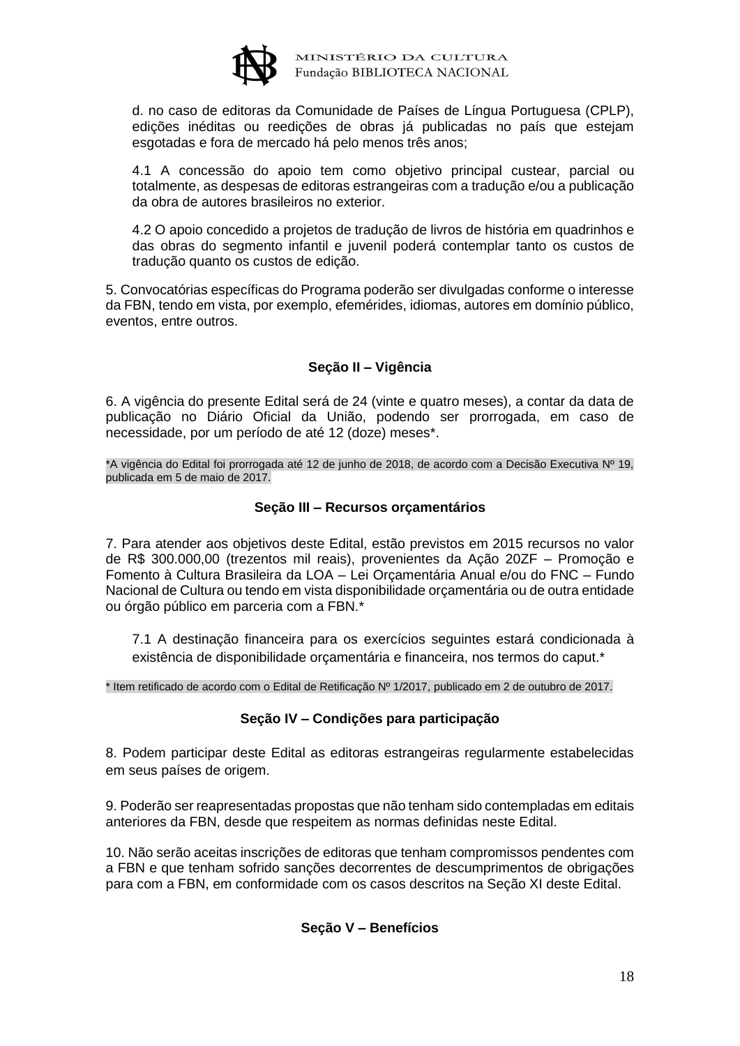d. no caso de editoras da Comunidade de Países de Língua Portuguesa (CPLP), edições inéditas ou reedições de obras já publicadas no país que estejam esgotadas e fora de mercado há pelo menos três anos;

4.1 A concessão do apoio tem como objetivo principal custear, parcial ou totalmente, as despesas de editoras estrangeiras com a tradução e/ou a publicação da obra de autores brasileiros no exterior.

4.2 O apoio concedido a projetos de tradução de livros de história em quadrinhos e das obras do segmento infantil e juvenil poderá contemplar tanto os custos de tradução quanto os custos de edição.

5. Convocatórias específicas do Programa poderão ser divulgadas conforme o interesse da FBN, tendo em vista, por exemplo, efemérides, idiomas, autores em domínio público, eventos, entre outros.

## Seção II – Vigência

6. A vigência do presente Edital será de 24 (vinte e quatro meses), a contar da data de publicação no Diário Oficial da União, podendo ser prorrogada, em caso de necessidade, por um período de até 12 (doze) meses*.

*A vigência do Edital foi prorrogada até 12 de junho de 2018, de acordo com a Decisão Executiva Nº 19, publicada em 5 de maio de 2017.

## Seção III – Recursos orçamentários

7. Para atender aos objetivos deste Edital, estão previstos em 2015 recursos no valor de R$ 300.000,00 (trezentos mil reais), provenientes da Ação 20ZF – Promoção e Fomento à Cultura Brasileira da LOA – Lei Orçamentária Anual e/ou do FNC – Fundo Nacional de Cultura ou tendo em vista disponibilidade orçamentária ou de outra entidade ou órgão público em parceria com a FBN.*

7.1 A destinação financeira para os exercícios seguintes estará condicionada à existência de disponibilidade orçamentária e financeira, nos termos do caput.*

* Item retificado de acordo com o Edital de Retificação Nº 1/2017, publicado em 2 de outubro de 2017.

## Seção IV – Condições para participação

8. Podem participar deste Edital as editoras estrangeiras regularmente estabelecidas em seus países de origem.

9. Poderão ser reapresentadas propostas que não tenham sido contempladas em editais anteriores da FBN, desde que respeitem as normas definidas neste Edital.

10. Não serão aceitas inscrições de editoras que tenham compromissos pendentes com a FBN e que tenham sofrido sanções decorrentes de descumprimentos de obrigações para com a FBN, em conformidade com os casos descritos na Seção XI deste Edital.

## Seção V – Benefícios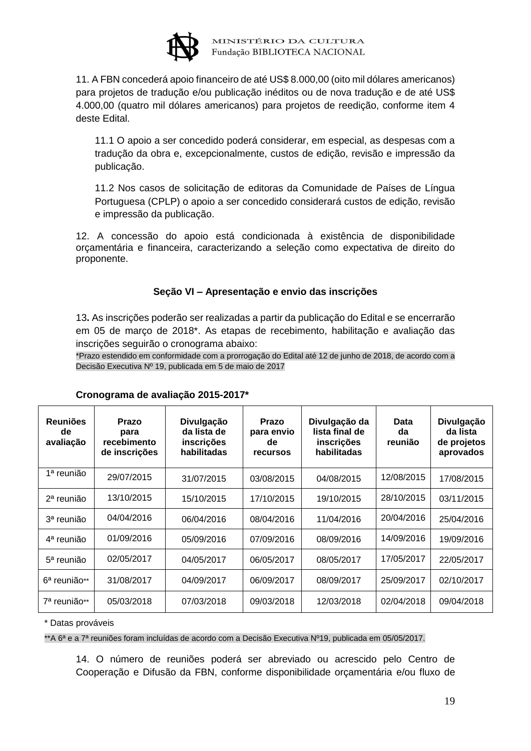11. A FBN concederá apoio financeiro de até US$ 8.000,00 (oito mil dólares americanos) para projetos de tradução e/ou publicação inéditos ou de nova tradução e de até US$ 4.000,00 (quatro mil dólares americanos) para projetos de reedição, conforme item 4 deste Edital.

11.1 O apoio a ser concedido poderá considerar, em especial, as despesas com a tradução da obra e, excepcionalmente, custos de edição, revisão e impressão da publicação.

11.2 Nos casos de solicitação de editoras da Comunidade de Países de Língua Portuguesa (CPLP) o apoio a ser concedido considerará custos de edição, revisão e impressão da publicação.

12. A concessão do apoio está condicionada à existência de disponibilidade orçamentária e financeira, caracterizando a seleção como expectativa de direito do proponente.

### Seção VI – Apresentação e envio das inscrições

13. As inscrições poderão ser realizadas a partir da publicação do Edital e se encerrarão em 05 de março de 2018*. As etapas de recebimento, habilitação e avaliação das inscrições seguirão o cronograma abaixo:
*Prazo estendido em conformidade com a prorrogação do Edital até 12 de junho de 2018, de acordo com a Decisão Executiva Nº 19, publicada em 5 de maio de 2017

**Cronograma de avaliação 2015-2017***

| Reuniões de avaliação | Prazo para recebimento de inscrições | Divulgação da lista de inscrições habilitadas | Prazo para envio de recursos | Divulgação da lista final de inscrições habilitadas | Data da reunião | Divulgação da lista de projetos aprovados |
|---|---|---|---|---|---|---|
| 1ª reunião | 29/07/2015 | 31/07/2015 | 03/08/2015 | 04/08/2015 | 12/08/2015 | 17/08/2015 |
| 2ª reunião | 13/10/2015 | 15/10/2015 | 17/10/2015 | 19/10/2015 | 28/10/2015 | 03/11/2015 |
| 3ª reunião | 04/04/2016 | 06/04/2016 | 08/04/2016 | 11/04/2016 | 20/04/2016 | 25/04/2016 |
| 4ª reunião | 01/09/2016 | 05/09/2016 | 07/09/2016 | 08/09/2016 | 14/09/2016 | 19/09/2016 |
| 5ª reunião | 02/05/2017 | 04/05/2017 | 06/05/2017 | 08/05/2017 | 17/05/2017 | 22/05/2017 |
| 6ª reunião** | 31/08/2017 | 04/09/2017 | 06/09/2017 | 08/09/2017 | 25/09/2017 | 02/10/2017 |
| 7ª reunião** | 05/03/2018 | 07/03/2018 | 09/03/2018 | 12/03/2018 | 02/04/2018 | 09/04/2018 |

\* Datas prováveis

**A 6ª e a 7ª reuniões foram incluídas de acordo com a Decisão Executiva Nº19, publicada em 05/05/2017.

14. O número de reuniões poderá ser abreviado ou acrescido pelo Centro de Cooperação e Difusão da FBN, conforme disponibilidade orçamentária e/ou fluxo de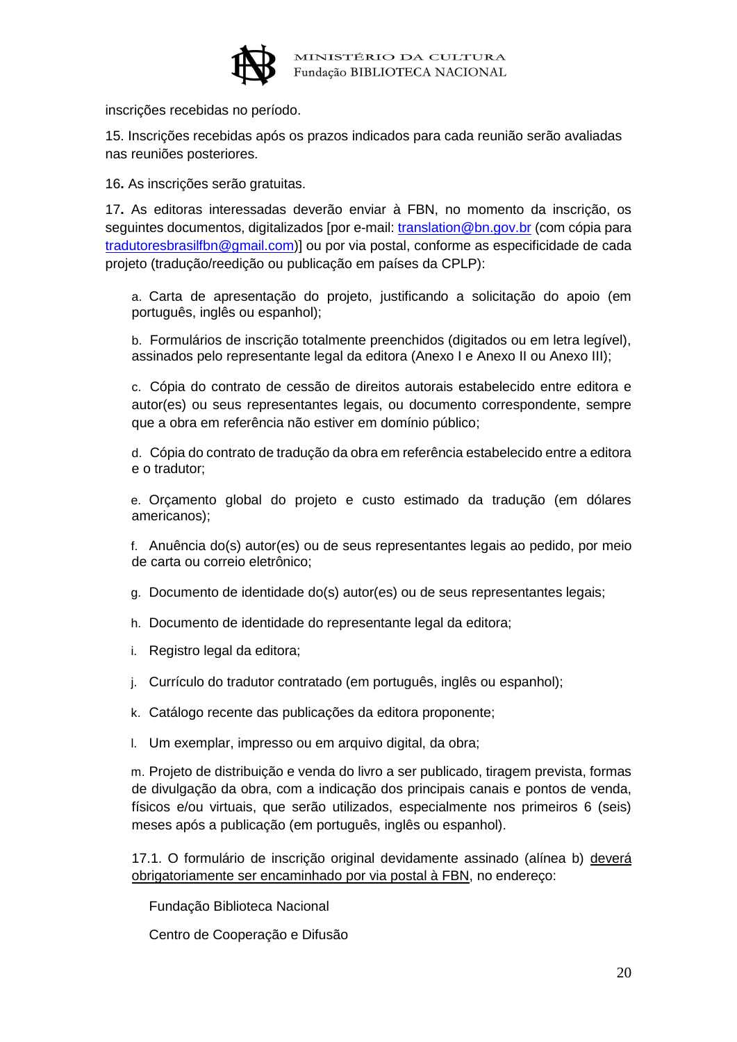inscrições recebidas no período.

15. Inscrições recebidas após os prazos indicados para cada reunião serão avaliadas nas reuniões posteriores.

16. As inscrições serão gratuitas.

17. As editoras interessadas deverão enviar à FBN, no momento da inscrição, os seguintes documentos, digitalizados [por e-mail: translation@bn.gov.br (com cópia para tradutoresbrasilfbn@gmail.com)] ou por via postal, conforme as especificidade de cada projeto (tradução/reedição ou publicação em países da CPLP):

a. Carta de apresentação do projeto, justificando a solicitação do apoio (em português, inglês ou espanhol);

b. Formulários de inscrição totalmente preenchidos (digitados ou em letra legível), assinados pelo representante legal da editora (Anexo I e Anexo II ou Anexo III);

c. Cópia do contrato de cessão de direitos autorais estabelecido entre editora e autor(es) ou seus representantes legais, ou documento correspondente, sempre que a obra em referência não estiver em domínio público;

d. Cópia do contrato de tradução da obra em referência estabelecido entre a editora e o tradutor;

e. Orçamento global do projeto e custo estimado da tradução (em dólares americanos);

f. Anuência do(s) autor(es) ou de seus representantes legais ao pedido, por meio de carta ou correio eletrônico;

g. Documento de identidade do(s) autor(es) ou de seus representantes legais;

h. Documento de identidade do representante legal da editora;

i. Registro legal da editora;

j. Currículo do tradutor contratado (em português, inglês ou espanhol);

k. Catálogo recente das publicações da editora proponente;

l. Um exemplar, impresso ou em arquivo digital, da obra;

m. Projeto de distribuição e venda do livro a ser publicado, tiragem prevista, formas de divulgação da obra, com a indicação dos principais canais e pontos de venda, físicos e/ou virtuais, que serão utilizados, especialmente nos primeiros 6 (seis) meses após a publicação (em português, inglês ou espanhol).

17.1. O formulário de inscrição original devidamente assinado (alínea b) <u>deverá obrigatoriamente ser encaminhado por via postal à FBN</u>, no endereço:

Fundação Biblioteca Nacional

Centro de Cooperação e Difusão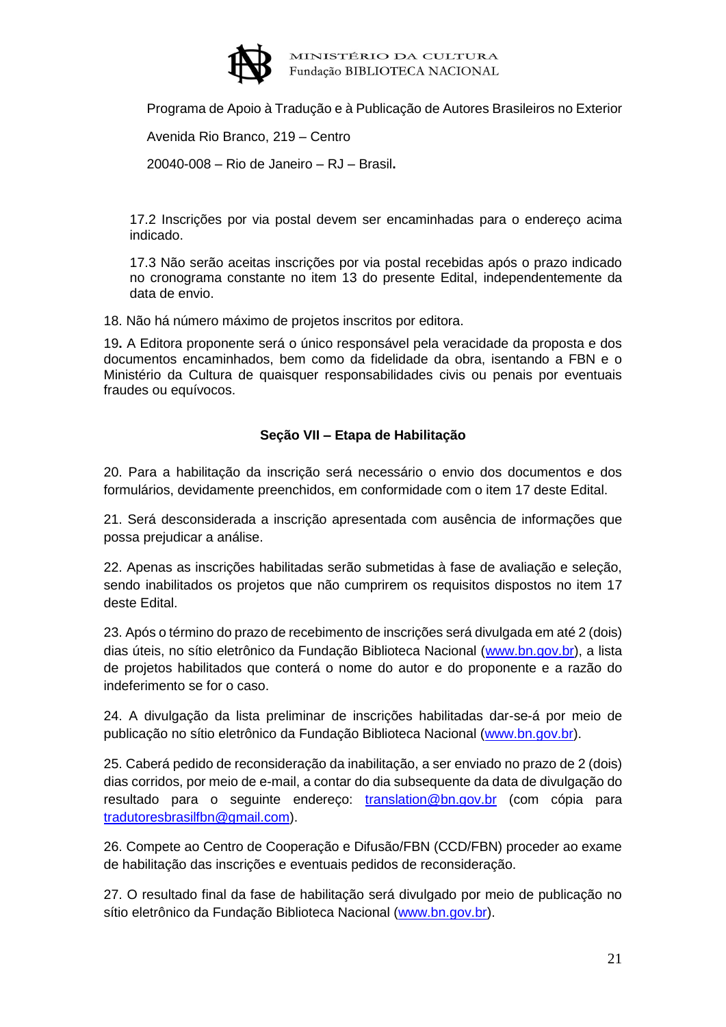Programa de Apoio à Tradução e à Publicação de Autores Brasileiros no Exterior

Avenida Rio Branco, 219 – Centro

20040-008 – Rio de Janeiro – RJ – Brasil.

17.2 Inscrições por via postal devem ser encaminhadas para o endereço acima indicado.

17.3 Não serão aceitas inscrições por via postal recebidas após o prazo indicado no cronograma constante no item 13 do presente Edital, independentemente da data de envio.

18. Não há número máximo de projetos inscritos por editora.

**19.** A Editora proponente será o único responsável pela veracidade da proposta e dos documentos encaminhados, bem como da fidelidade da obra, isentando a FBN e o Ministério da Cultura de quaisquer responsabilidades civis ou penais por eventuais fraudes ou equívocos.

## Seção VII – Etapa de Habilitação

20. Para a habilitação da inscrição será necessário o envio dos documentos e dos formulários, devidamente preenchidos, em conformidade com o item 17 deste Edital.

21. Será desconsiderada a inscrição apresentada com ausência de informações que possa prejudicar a análise.

22. Apenas as inscrições habilitadas serão submetidas à fase de avaliação e seleção, sendo inabilitados os projetos que não cumprirem os requisitos dispostos no item 17 deste Edital.

23. Após o término do prazo de recebimento de inscrições será divulgada em até 2 (dois) dias úteis, no sítio eletrônico da Fundação Biblioteca Nacional (www.bn.gov.br), a lista de projetos habilitados que conterá o nome do autor e do proponente e a razão do indeferimento se for o caso.

24. A divulgação da lista preliminar de inscrições habilitadas dar-se-á por meio de publicação no sítio eletrônico da Fundação Biblioteca Nacional (www.bn.gov.br).

25. Caberá pedido de reconsideração da inabilitação, a ser enviado no prazo de 2 (dois) dias corridos, por meio de e-mail, a contar do dia subsequente da data de divulgação do resultado para o seguinte endereço: translation@bn.gov.br (com cópia para tradutoresbrasilfbn@gmail.com).

26. Compete ao Centro de Cooperação e Difusão/FBN (CCD/FBN) proceder ao exame de habilitação das inscrições e eventuais pedidos de reconsideração.

27. O resultado final da fase de habilitação será divulgado por meio de publicação no sítio eletrônico da Fundação Biblioteca Nacional (www.bn.gov.br).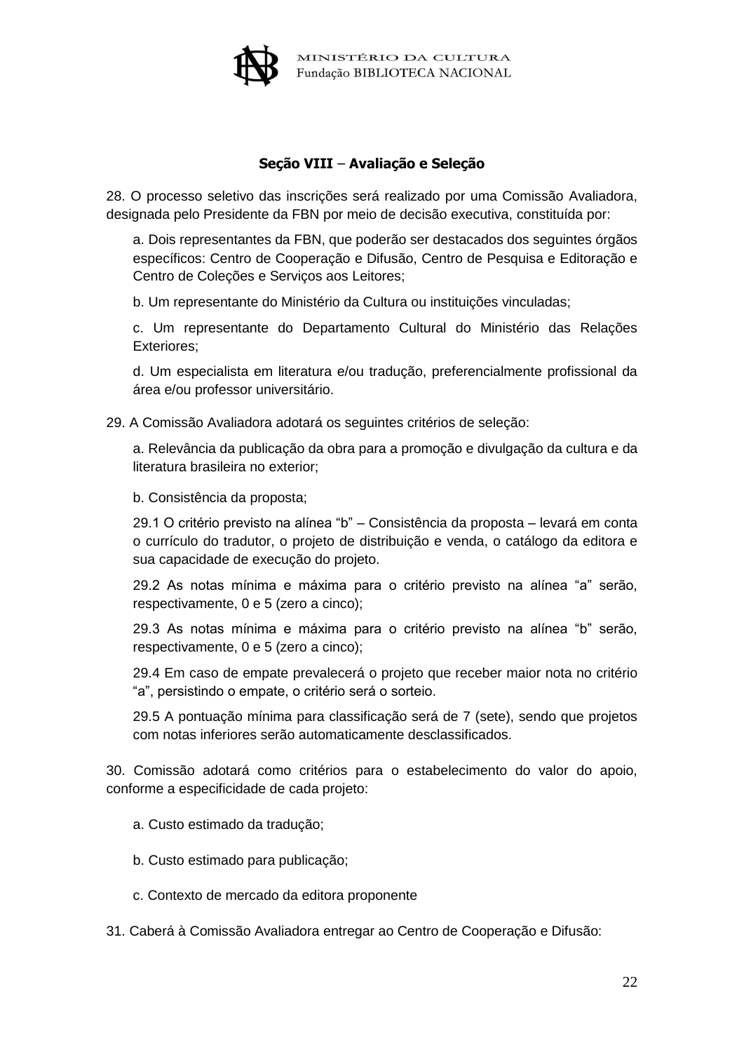## Seção VIII – Avaliação e Seleção

28. O processo seletivo das inscrições será realizado por uma Comissão Avaliadora, designada pelo Presidente da FBN por meio de decisão executiva, constituída por:

a. Dois representantes da FBN, que poderão ser destacados dos seguintes órgãos específicos: Centro de Cooperação e Difusão, Centro de Pesquisa e Editoração e Centro de Coleções e Serviços aos Leitores;

b. Um representante do Ministério da Cultura ou instituições vinculadas;

c. Um representante do Departamento Cultural do Ministério das Relações Exteriores;

d. Um especialista em literatura e/ou tradução, preferencialmente profissional da área e/ou professor universitário.

29. A Comissão Avaliadora adotará os seguintes critérios de seleção:

a. Relevância da publicação da obra para a promoção e divulgação da cultura e da literatura brasileira no exterior;

b. Consistência da proposta;

29.1 O critério previsto na alínea “b” – Consistência da proposta – levará em conta o currículo do tradutor, o projeto de distribuição e venda, o catálogo da editora e sua capacidade de execução do projeto.

29.2 As notas mínima e máxima para o critério previsto na alínea “a” serão, respectivamente, 0 e 5 (zero a cinco);

29.3 As notas mínima e máxima para o critério previsto na alínea “b” serão, respectivamente, 0 e 5 (zero a cinco);

29.4 Em caso de empate prevalecerá o projeto que receber maior nota no critério “a”, persistindo o empate, o critério será o sorteio.

29.5 A pontuação mínima para classificação será de 7 (sete), sendo que projetos com notas inferiores serão automaticamente desclassificados.

30. Comissão adotará como critérios para o estabelecimento do valor do apoio, conforme a especificidade de cada projeto:

a. Custo estimado da tradução;

b. Custo estimado para publicação;

c. Contexto de mercado da editora proponente

31. Caberá à Comissão Avaliadora entregar ao Centro de Cooperação e Difusão: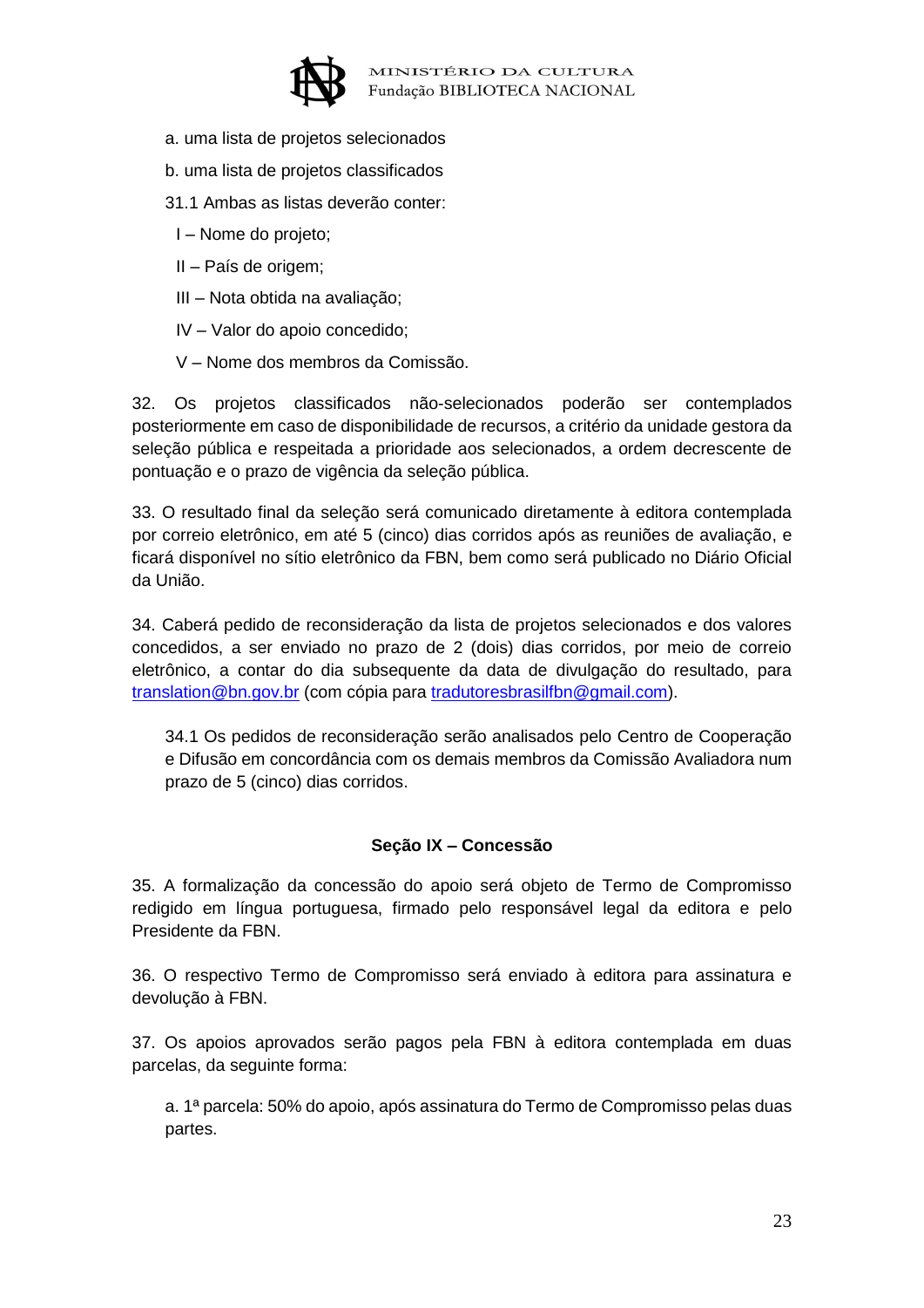a. uma lista de projetos selecionados

b. uma lista de projetos classificados

31.1 Ambas as listas deverão conter:

I – Nome do projeto;

II – País de origem;

III – Nota obtida na avaliação;

IV – Valor do apoio concedido;

V – Nome dos membros da Comissão.

32. Os projetos classificados não-selecionados poderão ser contemplados posteriormente em caso de disponibilidade de recursos, a critério da unidade gestora da seleção pública e respeitada a prioridade aos selecionados, a ordem decrescente de pontuação e o prazo de vigência da seleção pública.

33. O resultado final da seleção será comunicado diretamente à editora contemplada por correio eletrônico, em até 5 (cinco) dias corridos após as reuniões de avaliação, e ficará disponível no sítio eletrônico da FBN, bem como será publicado no Diário Oficial da União.

34. Caberá pedido de reconsideração da lista de projetos selecionados e dos valores concedidos, a ser enviado no prazo de 2 (dois) dias corridos, por meio de correio eletrônico, a contar do dia subsequente da data de divulgação do resultado, para translation@bn.gov.br (com cópia para tradutoresbrasilfbn@gmail.com).

34.1 Os pedidos de reconsideração serão analisados pelo Centro de Cooperação e Difusão em concordância com os demais membros da Comissão Avaliadora num prazo de 5 (cinco) dias corridos.

## Seção IX – Concessão

35. A formalização da concessão do apoio será objeto de Termo de Compromisso redigido em língua portuguesa, firmado pelo responsável legal da editora e pelo Presidente da FBN.

36. O respectivo Termo de Compromisso será enviado à editora para assinatura e devolução à FBN.

37. Os apoios aprovados serão pagos pela FBN à editora contemplada em duas parcelas, da seguinte forma:

a. 1ª parcela: 50% do apoio, após assinatura do Termo de Compromisso pelas duas partes.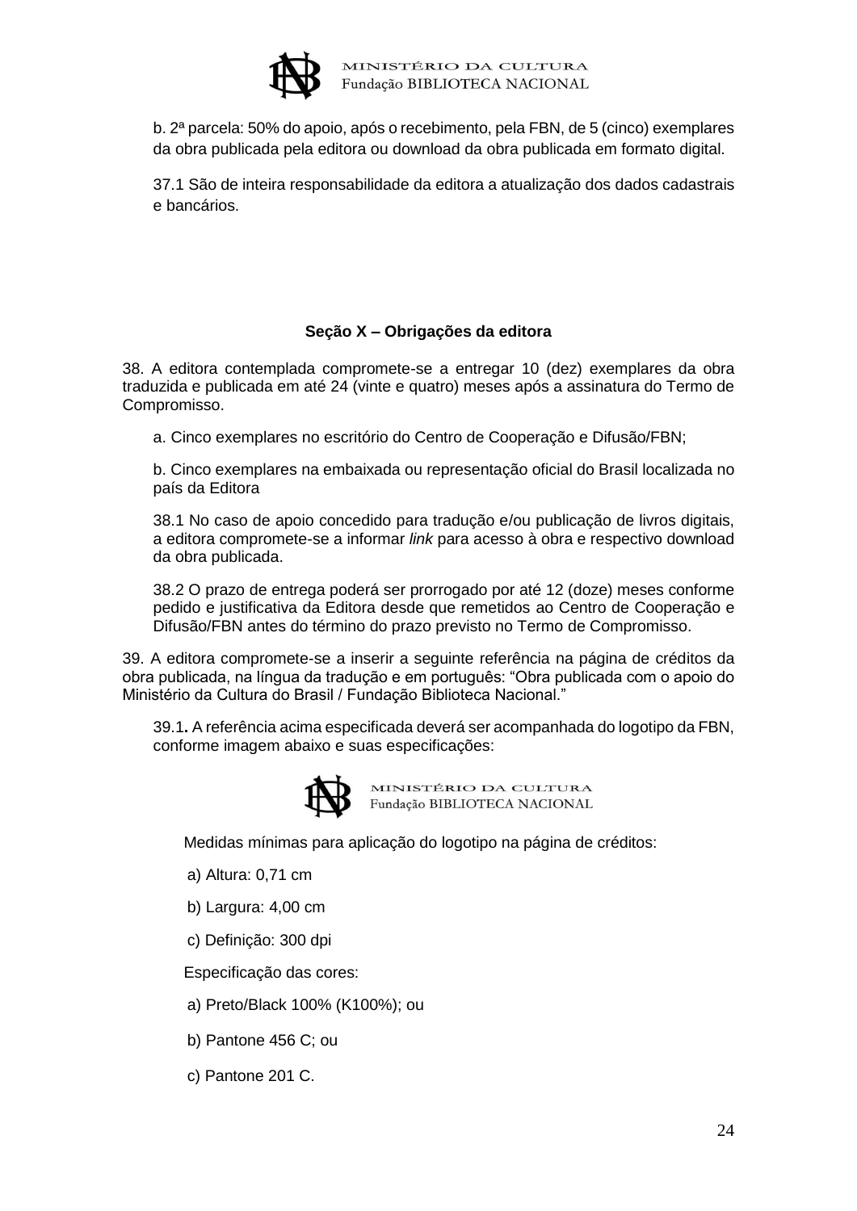b. 2ª parcela: 50% do apoio, após o recebimento, pela FBN, de 5 (cinco) exemplares da obra publicada pela editora ou download da obra publicada em formato digital.

37.1 São de inteira responsabilidade da editora a atualização dos dados cadastrais e bancários.

### Seção X – Obrigações da editora

38. A editora contemplada compromete-se a entregar 10 (dez) exemplares da obra traduzida e publicada em até 24 (vinte e quatro) meses após a assinatura do Termo de Compromisso.

a. Cinco exemplares no escritório do Centro de Cooperação e Difusão/FBN;

b. Cinco exemplares na embaixada ou representação oficial do Brasil localizada no país da Editora

38.1 No caso de apoio concedido para tradução e/ou publicação de livros digitais, a editora compromete-se a informar *link* para acesso à obra e respectivo download da obra publicada.

38.2 O prazo de entrega poderá ser prorrogado por até 12 (doze) meses conforme pedido e justificativa da Editora desde que remetidos ao Centro de Cooperação e Difusão/FBN antes do término do prazo previsto no Termo de Compromisso.

39. A editora compromete-se a inserir a seguinte referência na página de créditos da obra publicada, na língua da tradução e em português: "Obra publicada com o apoio do Ministério da Cultura do Brasil / Fundação Biblioteca Nacional."

39.1**.** A referência acima especificada deverá ser acompanhada do logotipo da FBN, conforme imagem abaixo e suas especificações:

MINISTÉRIO DA CULTURA
Fundação BIBLIOTECA NACIONAL

Medidas mínimas para aplicação do logotipo na página de créditos:

a) Altura: 0,71 cm

b) Largura: 4,00 cm

c) Definição: 300 dpi

Especificação das cores:

a) Preto/Black 100% (K100%); ou

b) Pantone 456 C; ou

c) Pantone 201 C.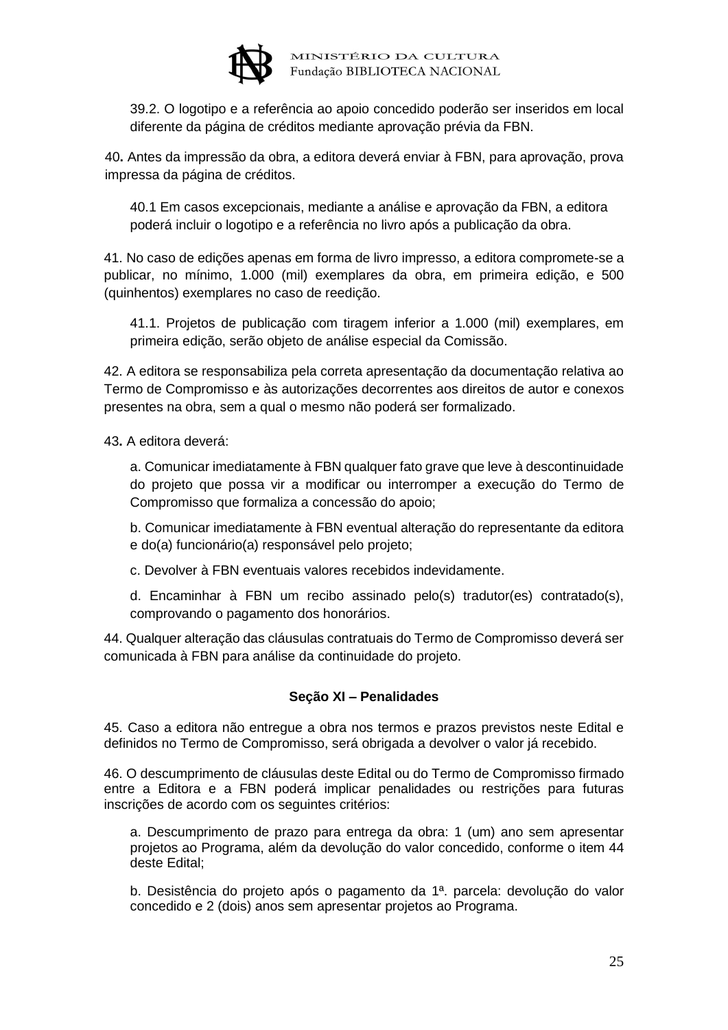39.2. O logotipo e a referência ao apoio concedido poderão ser inseridos em local diferente da página de créditos mediante aprovação prévia da FBN.

40**.** Antes da impressão da obra, a editora deverá enviar à FBN, para aprovação, prova impressa da página de créditos.

40.1 Em casos excepcionais, mediante a análise e aprovação da FBN, a editora poderá incluir o logotipo e a referência no livro após a publicação da obra.

41. No caso de edições apenas em forma de livro impresso, a editora compromete-se a publicar, no mínimo, 1.000 (mil) exemplares da obra, em primeira edição, e 500 (quinhentos) exemplares no caso de reedição.

41.1. Projetos de publicação com tiragem inferior a 1.000 (mil) exemplares, em primeira edição, serão objeto de análise especial da Comissão.

42. A editora se responsabiliza pela correta apresentação da documentação relativa ao Termo de Compromisso e às autorizações decorrentes aos direitos de autor e conexos presentes na obra, sem a qual o mesmo não poderá ser formalizado.

43**.** A editora deverá:

a. Comunicar imediatamente à FBN qualquer fato grave que leve à descontinuidade do projeto que possa vir a modificar ou interromper a execução do Termo de Compromisso que formaliza a concessão do apoio;

b. Comunicar imediatamente à FBN eventual alteração do representante da editora e do(a) funcionário(a) responsável pelo projeto;

c. Devolver à FBN eventuais valores recebidos indevidamente.

d. Encaminhar à FBN um recibo assinado pelo(s) tradutor(es) contratado(s), comprovando o pagamento dos honorários.

44. Qualquer alteração das cláusulas contratuais do Termo de Compromisso deverá ser comunicada à FBN para análise da continuidade do projeto.

## Seção XI – Penalidades

45. Caso a editora não entregue a obra nos termos e prazos previstos neste Edital e definidos no Termo de Compromisso, será obrigada a devolver o valor já recebido.

46. O descumprimento de cláusulas deste Edital ou do Termo de Compromisso firmado entre a Editora e a FBN poderá implicar penalidades ou restrições para futuras inscrições de acordo com os seguintes critérios:

a. Descumprimento de prazo para entrega da obra: 1 (um) ano sem apresentar projetos ao Programa, além da devolução do valor concedido, conforme o item 44 deste Edital;

b. Desistência do projeto após o pagamento da 1ª. parcela: devolução do valor concedido e 2 (dois) anos sem apresentar projetos ao Programa.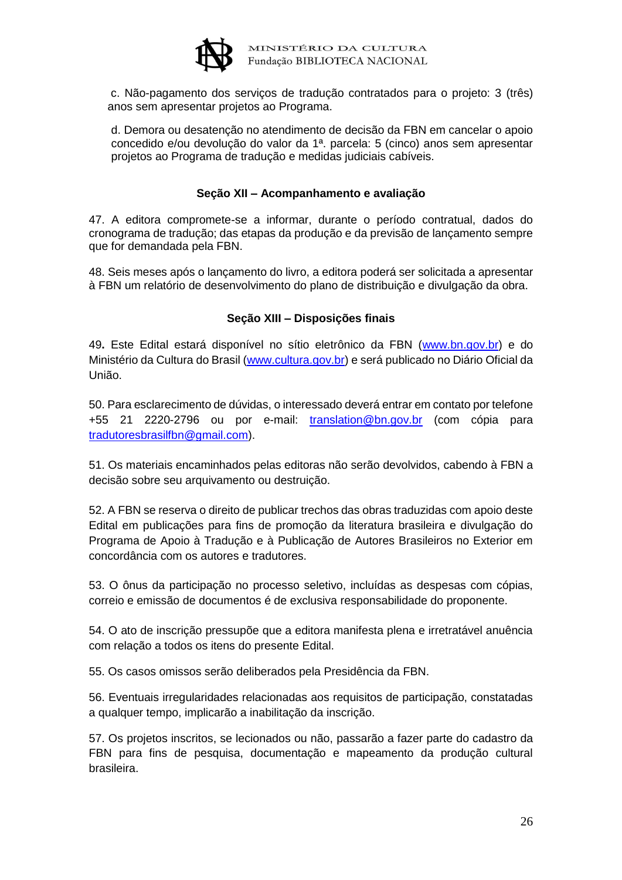c. Não-pagamento dos serviços de tradução contratados para o projeto: 3 (três) anos sem apresentar projetos ao Programa.

d. Demora ou desatenção no atendimento de decisão da FBN em cancelar o apoio concedido e/ou devolução do valor da 1ª. parcela: 5 (cinco) anos sem apresentar projetos ao Programa de tradução e medidas judiciais cabíveis.

### Seção XII – Acompanhamento e avaliação

47. A editora compromete-se a informar, durante o período contratual, dados do cronograma de tradução; das etapas da produção e da previsão de lançamento sempre que for demandada pela FBN.

48. Seis meses após o lançamento do livro, a editora poderá ser solicitada a apresentar à FBN um relatório de desenvolvimento do plano de distribuição e divulgação da obra.

### Seção XIII – Disposições finais

49**.** Este Edital estará disponível no sítio eletrônico da FBN (www.bn.gov.br) e do Ministério da Cultura do Brasil (www.cultura.gov.br) e será publicado no Diário Oficial da União.

50. Para esclarecimento de dúvidas, o interessado deverá entrar em contato por telefone +55 21 2220-2796 ou por e-mail: translation@bn.gov.br (com cópia para tradutoresbrasilfbn@gmail.com).

51. Os materiais encaminhados pelas editoras não serão devolvidos, cabendo à FBN a decisão sobre seu arquivamento ou destruição.

52. A FBN se reserva o direito de publicar trechos das obras traduzidas com apoio deste Edital em publicações para fins de promoção da literatura brasileira e divulgação do Programa de Apoio à Tradução e à Publicação de Autores Brasileiros no Exterior em concordância com os autores e tradutores.

53. O ônus da participação no processo seletivo, incluídas as despesas com cópias, correio e emissão de documentos é de exclusiva responsabilidade do proponente.

54. O ato de inscrição pressupõe que a editora manifesta plena e irretratável anuência com relação a todos os itens do presente Edital.

55. Os casos omissos serão deliberados pela Presidência da FBN.

56. Eventuais irregularidades relacionadas aos requisitos de participação, constatadas a qualquer tempo, implicarão a inabilitação da inscrição.

57. Os projetos inscritos, se lecionados ou não, passarão a fazer parte do cadastro da FBN para fins de pesquisa, documentação e mapeamento da produção cultural brasileira.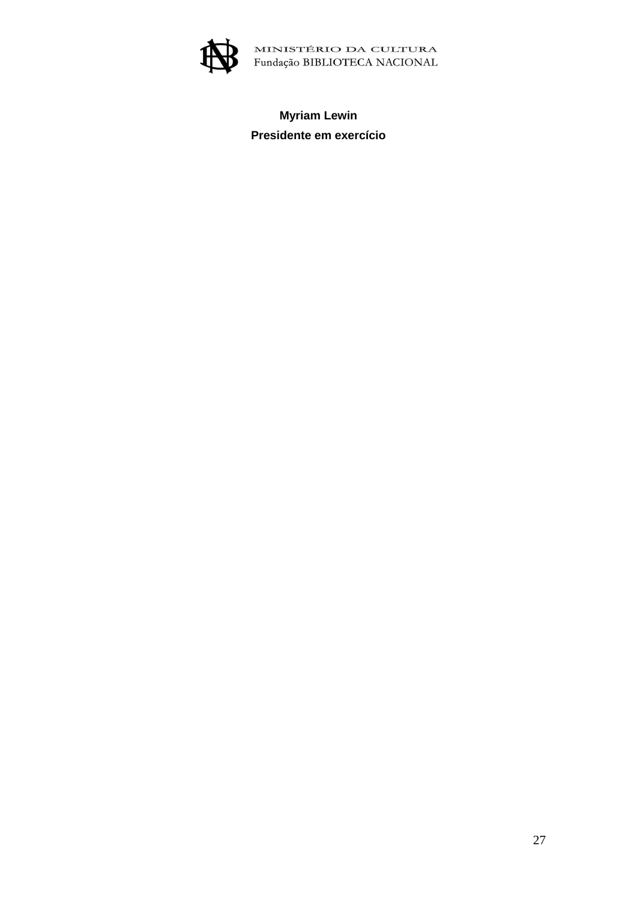**Myriam Lewin**

**Presidente em exercício**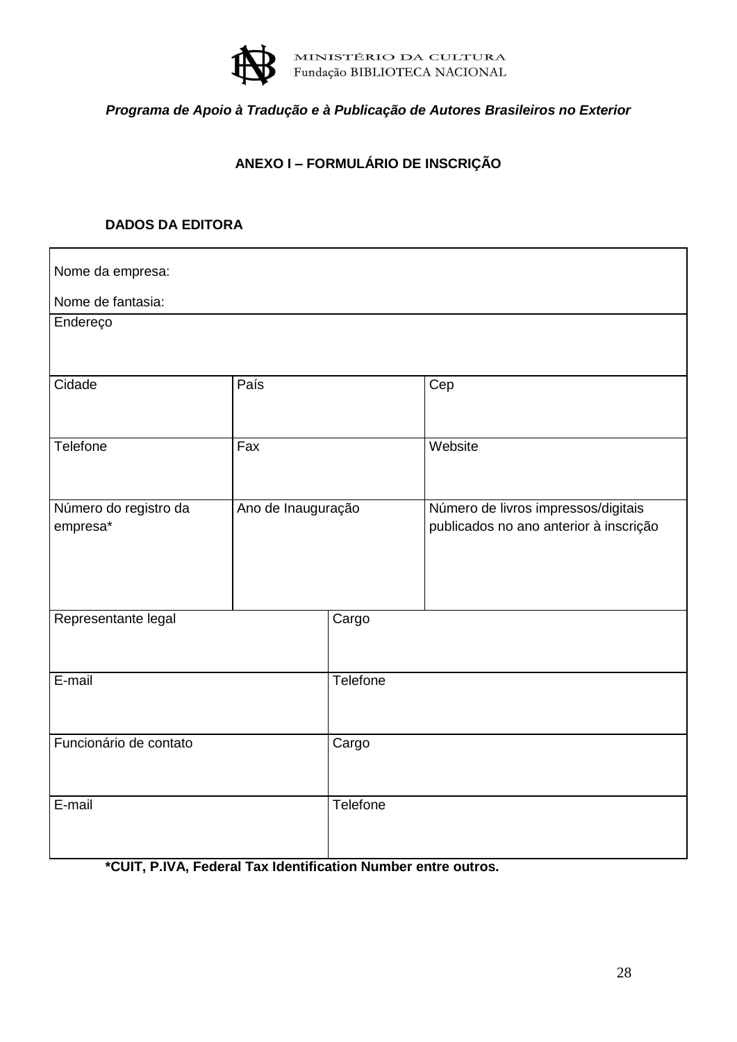MINISTÉRIO DA CULTURA
Fundação BIBLIOTECA NACIONAL

*Programa de Apoio à Tradução e à Publicação de Autores Brasileiros no Exterior*

**ANEXO I – FORMULÁRIO DE INSCRIÇÃO**

**DADOS DA EDITORA**

| Nome da empresa:<br>Nome de fantasia: | | | |
|---|---|---|---|
| Endereço | | | |
| Cidade | País | | Cep |
| Telefone | Fax | | Website |
| Número do registro da empresa* | Ano de Inauguração | | Número de livros impressos/digitais publicados no ano anterior à inscrição |
| Representante legal | | Cargo | |
| E-mail | | Telefone | |
| Funcionário de contato | | Cargo | |
| E-mail | | Telefone | |

**\*CUIT, P.IVA, Federal Tax Identification Number entre outros.**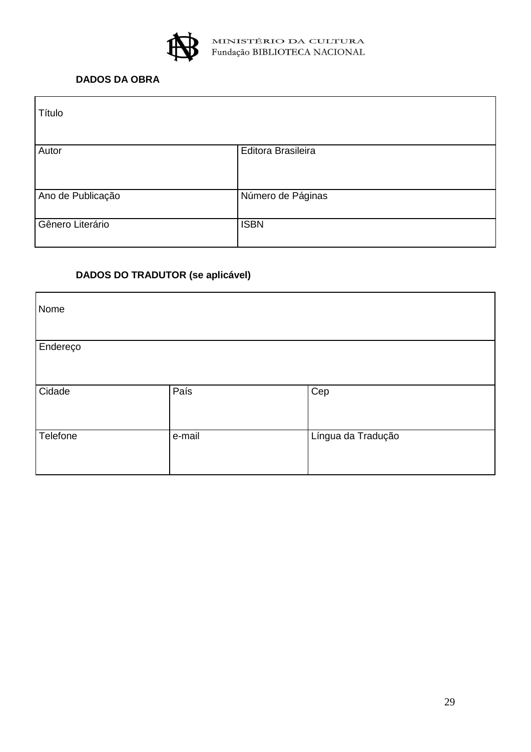MINISTÉRIO DA CULTURA
Fundação BIBLIOTECA NACIONAL

**DADOS DA OBRA**

| Título | |
|---|---|
| Autor | Editora Brasileira |
| Ano de Publicação | Número de Páginas |
| Gênero Literário | ISBN |

**DADOS DO TRADUTOR (se aplicável)**

| Nome | | |
|---|---|---|
| Endereço | | |
| Cidade | País | Cep |
| Telefone | e-mail | Língua da Tradução |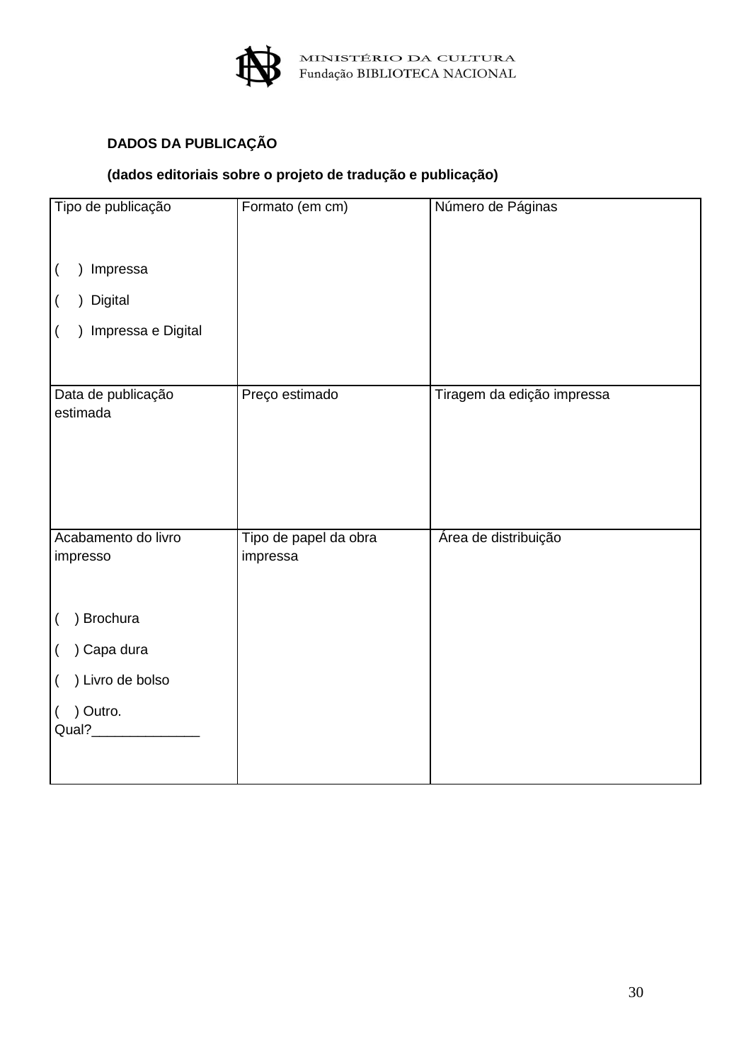MINISTÉRIO DA CULTURA
Fundação BIBLIOTECA NACIONAL

**DADOS DA PUBLICAÇÃO**

**(dados editoriais sobre o projeto de tradução e publicação)**

| Tipo de publicação<br><br>(   ) Impressa<br>(   ) Digital<br>(   ) Impressa e Digital | Formato (em cm) | Número de Páginas |
|---|---|---|
| Data de publicação estimada | Preço estimado | Tiragem da edição impressa |
| Acabamento do livro impresso<br><br>(   ) Brochura<br>(   ) Capa dura<br>(   ) Livro de bolso<br>(   ) Outro. Qual?______________ | Tipo de papel da obra impressa | Área de distribuição |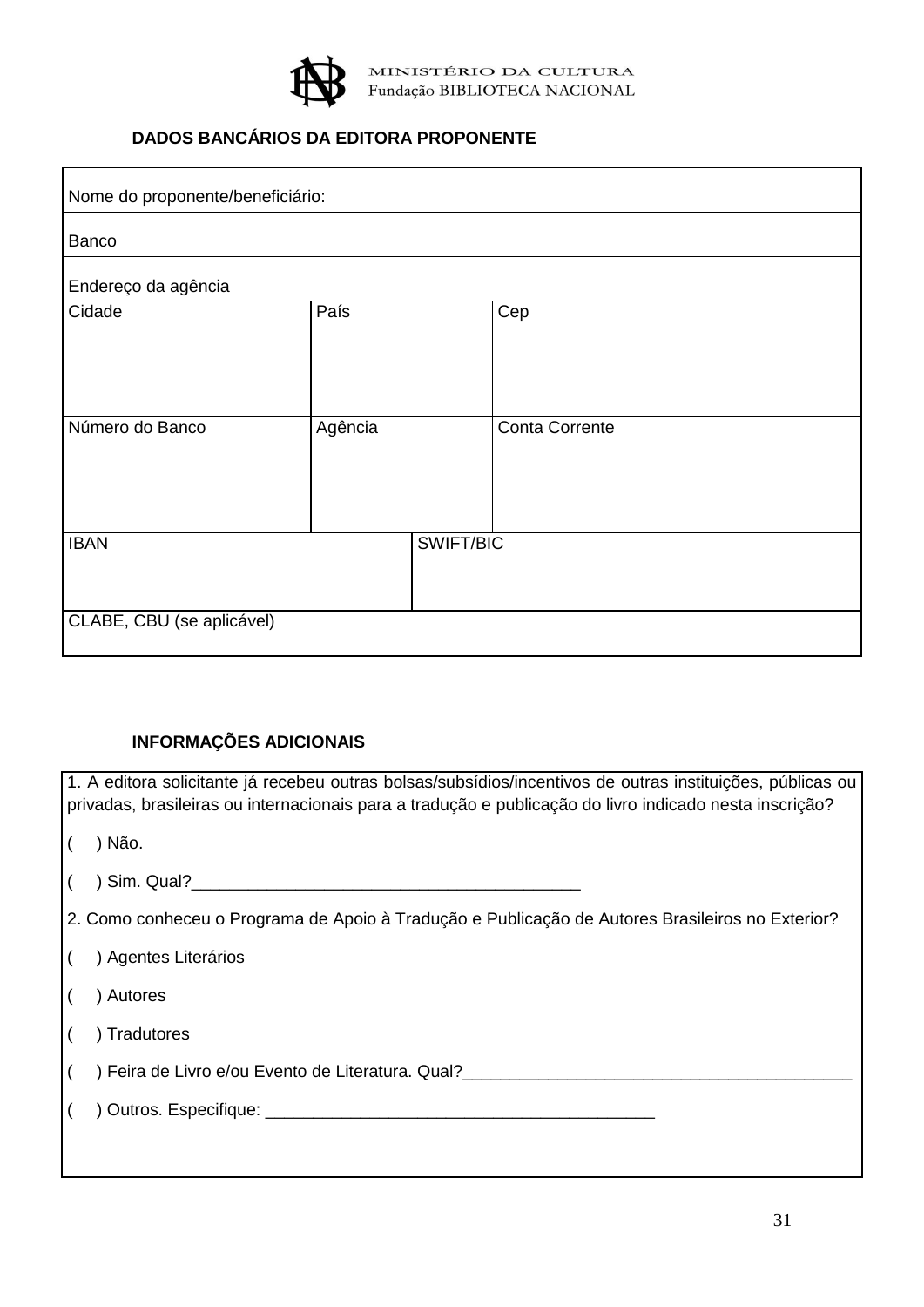MINISTÉRIO DA CULTURA
Fundação BIBLIOTECA NACIONAL

**DADOS BANCÁRIOS DA EDITORA PROPONENTE**

| Nome do proponente/beneficiário: | | | |
|---|---|---|---|
| Banco | | | |
| Endereço da agência | | | |
| Cidade | País | | Cep |
| Número do Banco | Agência | | Conta Corrente |
| IBAN | | SWIFT/BIC | |
| CLABE, CBU (se aplicável) | | | |

**INFORMAÇÕES ADICIONAIS**

1. A editora solicitante já recebeu outras bolsas/subsídios/incentivos de outras instituições, públicas ou privadas, brasileiras ou internacionais para a tradução e publicação do livro indicado nesta inscrição?

( ) Não.

( ) Sim. Qual?_________________________________________

2. Como conheceu o Programa de Apoio à Tradução e Publicação de Autores Brasileiros no Exterior?

( ) Agentes Literários

( ) Autores

( ) Tradutores

( ) Feira de Livro e/ou Evento de Literatura. Qual?_________________________________________

( ) Outros. Especifique: _________________________________________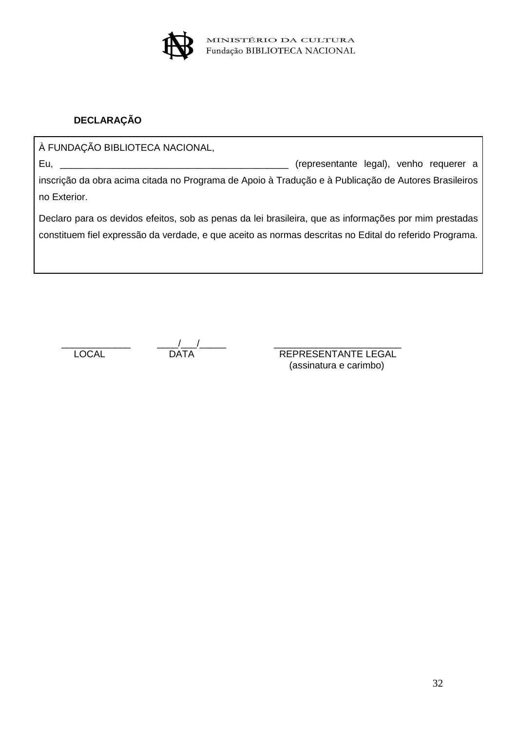MINISTÉRIO DA CULTURA
Fundação BIBLIOTECA NACIONAL

**DECLARAÇÃO**

À FUNDAÇÃO BIBLIOTECA NACIONAL,

Eu, ___________________________________________ (representante legal), venho requerer a inscrição da obra acima citada no Programa de Apoio à Tradução e à Publicação de Autores Brasileiros no Exterior.

Declaro para os devidos efeitos, sob as penas da lei brasileira, que as informações por mim prestadas constituem fiel expressão da verdade, e que aceito as normas descritas no Edital do referido Programa.

| _____________ | ____/___/_____ | ________________________ |
|---|---|---|
| LOCAL | DATA | REPRESENTANTE LEGAL (assinatura e carimbo) |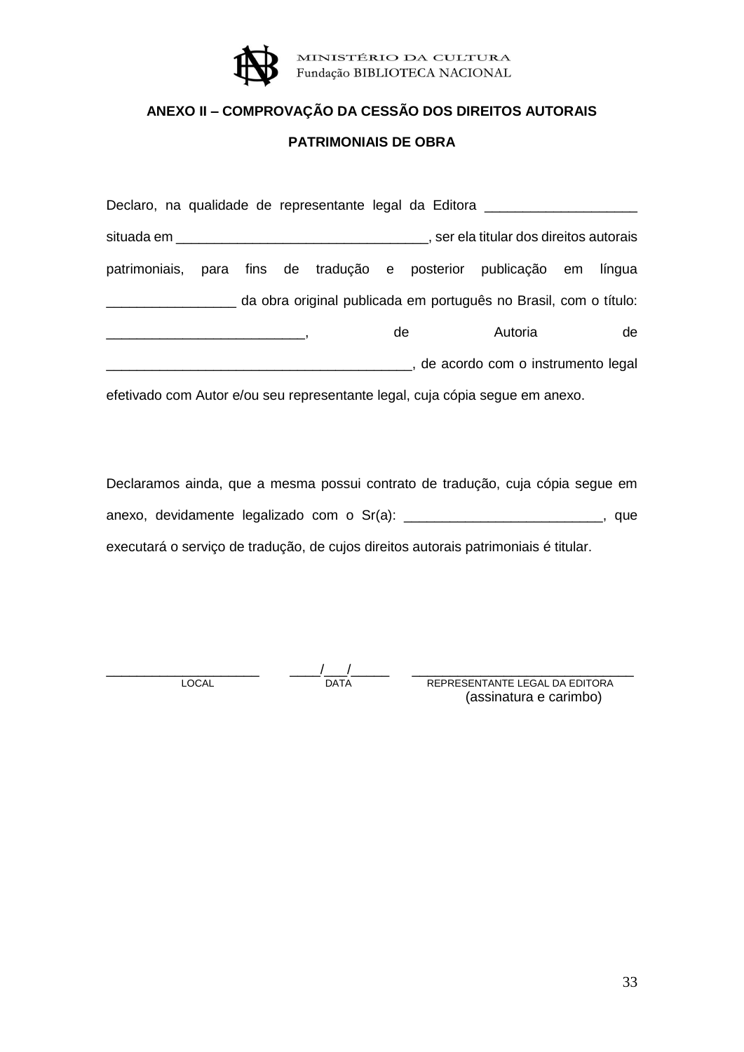MINISTÉRIO DA CULTURA
Fundação BIBLIOTECA NACIONAL

**ANEXO II – COMPROVAÇÃO DA CESSÃO DOS DIREITOS AUTORAIS PATRIMONIAIS DE OBRA**

Declaro, na qualidade de representante legal da Editora ____________________ situada em _________________________________, ser ela titular dos direitos autorais patrimoniais, para fins de tradução e posterior publicação em língua _________________ da obra original publicada em português no Brasil, com o título: __________________________, de Autoria de ________________________________________, de acordo com o instrumento legal efetivado com Autor e/ou seu representante legal, cuja cópia segue em anexo.

Declaramos ainda, que a mesma possui contrato de tradução, cuja cópia segue em anexo, devidamente legalizado com o Sr(a): __________________________, que executará o serviço de tradução, de cujos direitos autorais patrimoniais é titular.

| _____________________ | ____/___/_____ | _______________________________ |
|---|---|---|
| LOCAL | DATA | REPRESENTANTE LEGAL DA EDITORA (assinatura e carimbo) |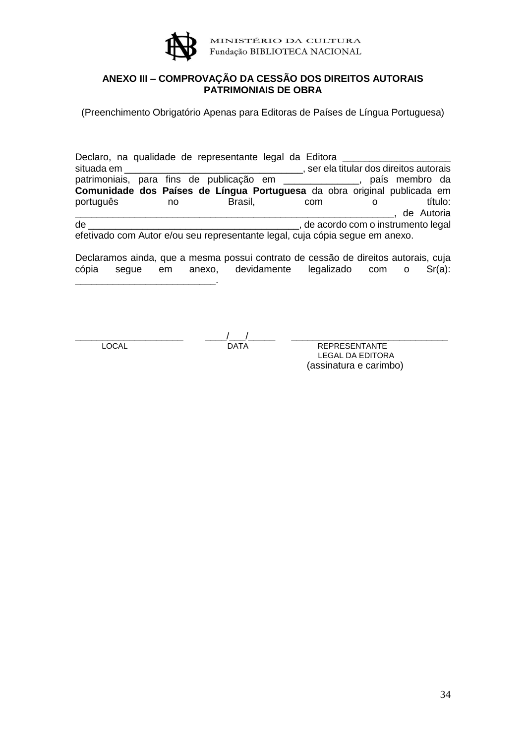MINISTÉRIO DA CULTURA
Fundação BIBLIOTECA NACIONAL

**ANEXO III – COMPROVAÇÃO DA CESSÃO DOS DIREITOS AUTORAIS PATRIMONIAIS DE OBRA**

(Preenchimento Obrigatório Apenas para Editoras de Países de Língua Portuguesa)

Declaro, na qualidade de representante legal da Editora ____________________ situada em _________________________________, ser ela titular dos direitos autorais patrimoniais, para fins de publicação em ______________, país membro da **Comunidade dos Países de Língua Portuguesa** da obra original publicada em português no Brasil, com o título: ____________________________________________________________, de Autoria de _______________________________________, de acordo com o instrumento legal efetivado com Autor e/ou seu representante legal, cuja cópia segue em anexo.

Declaramos ainda, que a mesma possui contrato de cessão de direitos autorais, cuja cópia segue em anexo, devidamente legalizado com o Sr(a): __________________________.

| | | |
|---|---|---|
| ____________________ | ____/___/_____ | _____________________________ |
| LOCAL | DATA | REPRESENTANTE LEGAL DA EDITORA (assinatura e carimbo) |